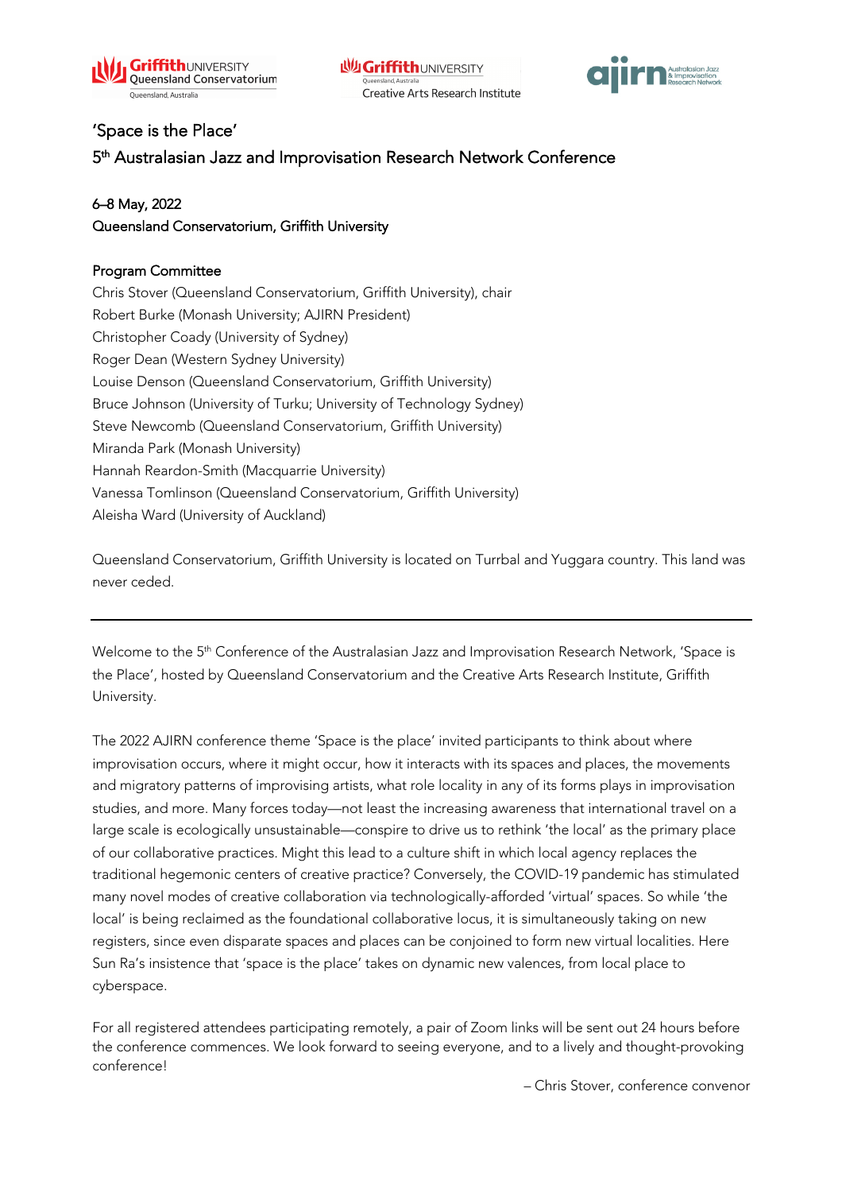# 'Space is the Place'

## 5th Australasian Jazz and Improvisation Research Network Conference

6–8 May, 2022
Queensland Conservatorium, Griffith University

### Program Committee

Chris Stover (Queensland Conservatorium, Griffith University), chair
Robert Burke (Monash University; AJIRN President)
Christopher Coady (University of Sydney)
Roger Dean (Western Sydney University)
Louise Denson (Queensland Conservatorium, Griffith University)
Bruce Johnson (University of Turku; University of Technology Sydney)
Steve Newcomb (Queensland Conservatorium, Griffith University)
Miranda Park (Monash University)
Hannah Reardon-Smith (Macquarie University)
Vanessa Tomlinson (Queensland Conservatorium, Griffith University)
Aleisha Ward (University of Auckland)

Queensland Conservatorium, Griffith University is located on Turrbal and Yuggara country. This land was never ceded.

---

Welcome to the 5th Conference of the Australasian Jazz and Improvisation Research Network, 'Space is the Place', hosted by Queensland Conservatorium and the Creative Arts Research Institute, Griffith University.

The 2022 AJIRN conference theme 'Space is the place' invited participants to think about where improvisation occurs, where it might occur, how it interacts with its spaces and places, the movements and migratory patterns of improvising artists, what role locality in any of its forms plays in improvisation studies, and more. Many forces today—not least the increasing awareness that international travel on a large scale is ecologically unsustainable—conspire to drive us to rethink 'the local' as the primary place of our collaborative practices. Might this lead to a culture shift in which local agency replaces the traditional hegemonic centers of creative practice? Conversely, the COVID-19 pandemic has stimulated many novel modes of creative collaboration via technologically-afforded 'virtual' spaces. So while 'the local' is being reclaimed as the foundational collaborative locus, it is simultaneously taking on new registers, since even disparate spaces and places can be conjoined to form new virtual localities. Here Sun Ra's insistence that 'space is the place' takes on dynamic new valences, from local place to cyberspace.

For all registered attendees participating remotely, a pair of Zoom links will be sent out 24 hours before the conference commences. We look forward to seeing everyone, and to a lively and thought-provoking conference!

– Chris Stover, conference convenor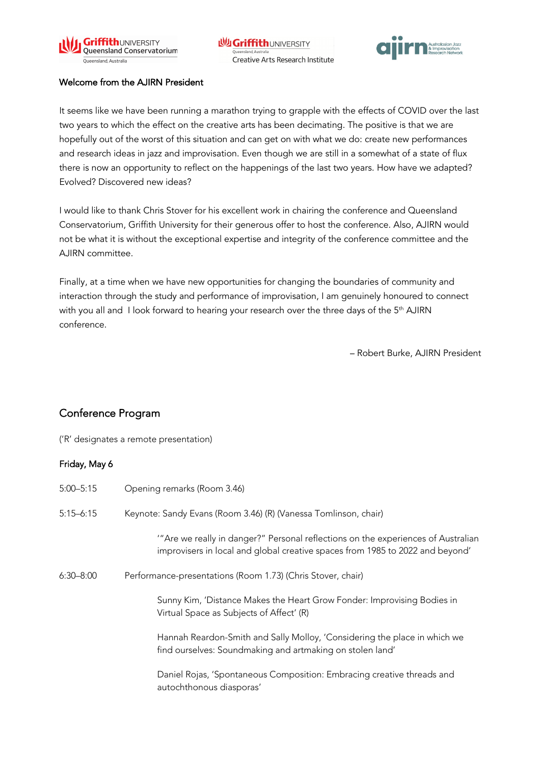## Welcome from the AJIRN President

It seems like we have been running a marathon trying to grapple with the effects of COVID over the last two years to which the effect on the creative arts has been decimating. The positive is that we are hopefully out of the worst of this situation and can get on with what we do: create new performances and research ideas in jazz and improvisation. Even though we are still in a somewhat of a state of flux there is now an opportunity to reflect on the happenings of the last two years. How have we adapted? Evolved? Discovered new ideas?

I would like to thank Chris Stover for his excellent work in chairing the conference and Queensland Conservatorium, Griffith University for their generous offer to host the conference. Also, AJIRN would not be what it is without the exceptional expertise and integrity of the conference committee and the AJIRN committee.

Finally, at a time when we have new opportunities for changing the boundaries of community and interaction through the study and performance of improvisation, I am genuinely honoured to connect with you all and I look forward to hearing your research over the three days of the 5th AJIRN conference.

– Robert Burke, AJIRN President

## Conference Program

('R' designates a remote presentation)

### Friday, May 6

5:00–5:15 Opening remarks (Room 3.46)

5:15–6:15 Keynote: Sandy Evans (Room 3.46) (R) (Vanessa Tomlinson, chair)

'"Are we really in danger?" Personal reflections on the experiences of Australian improvisers in local and global creative spaces from 1985 to 2022 and beyond'

6:30–8:00 Performance-presentations (Room 1.73) (Chris Stover, chair)

Sunny Kim, 'Distance Makes the Heart Grow Fonder: Improvising Bodies in Virtual Space as Subjects of Affect' (R)

Hannah Reardon-Smith and Sally Molloy, 'Considering the place in which we find ourselves: Soundmaking and artmaking on stolen land'

Daniel Rojas, 'Spontaneous Composition: Embracing creative threads and autochthonous diasporas'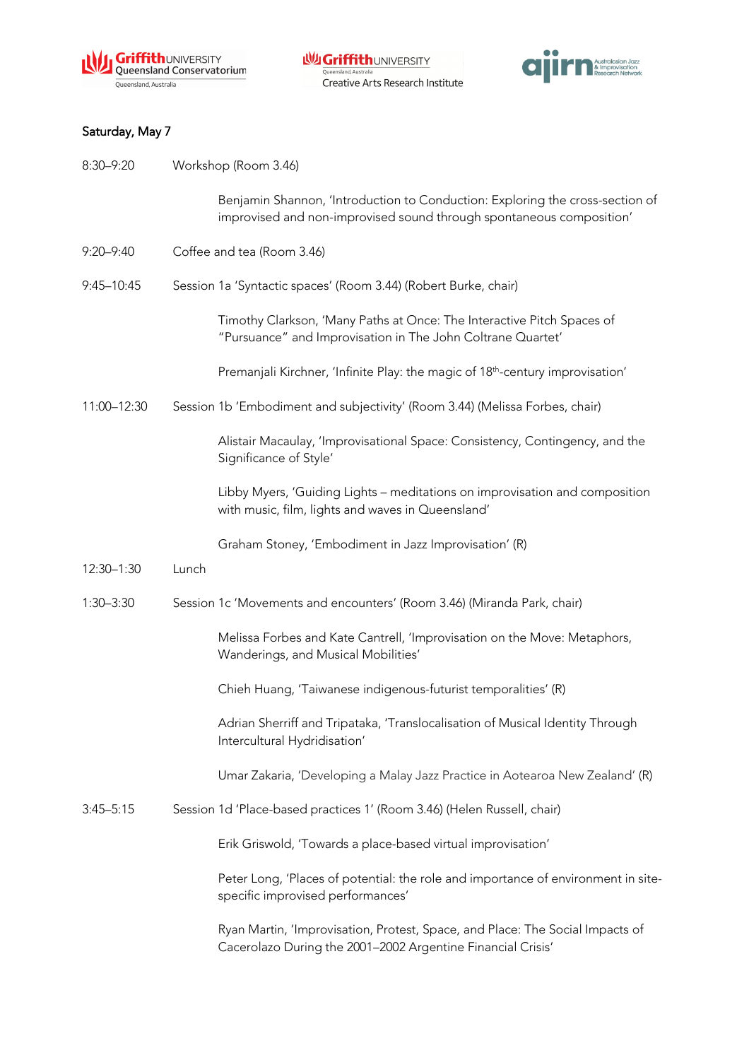## Saturday, May 7

8:30–9:20 Workshop (Room 3.46)

Benjamin Shannon, 'Introduction to Conduction: Exploring the cross-section of improvised and non-improvised sound through spontaneous composition'

9:20–9:40 Coffee and tea (Room 3.46)

9:45–10:45 Session 1a 'Syntactic spaces' (Room 3.44) (Robert Burke, chair)

Timothy Clarkson, 'Many Paths at Once: The Interactive Pitch Spaces of "Pursuance" and Improvisation in The John Coltrane Quartet'

Premanjali Kirchner, 'Infinite Play: the magic of 18th-century improvisation'

11:00–12:30 Session 1b 'Embodiment and subjectivity' (Room 3.44) (Melissa Forbes, chair)

Alistair Macaulay, 'Improvisational Space: Consistency, Contingency, and the Significance of Style'

Libby Myers, 'Guiding Lights – meditations on improvisation and composition with music, film, lights and waves in Queensland'

Graham Stoney, 'Embodiment in Jazz Improvisation' (R)

12:30–1:30 Lunch

1:30–3:30 Session 1c 'Movements and encounters' (Room 3.46) (Miranda Park, chair)

Melissa Forbes and Kate Cantrell, 'Improvisation on the Move: Metaphors, Wanderings, and Musical Mobilities'

Chieh Huang, 'Taiwanese indigenous-futurist temporalities' (R)

Adrian Sherriff and Tripataka, 'Translocalisation of Musical Identity Through Intercultural Hydridisation'

Umar Zakaria, 'Developing a Malay Jazz Practice in Aotearoa New Zealand' (R)

3:45–5:15 Session 1d 'Place-based practices 1' (Room 3.46) (Helen Russell, chair)

Erik Griswold, 'Towards a place-based virtual improvisation'

Peter Long, 'Places of potential: the role and importance of environment in site-specific improvised performances'

Ryan Martin, 'Improvisation, Protest, Space, and Place: The Social Impacts of Cacerolazo During the 2001–2002 Argentine Financial Crisis'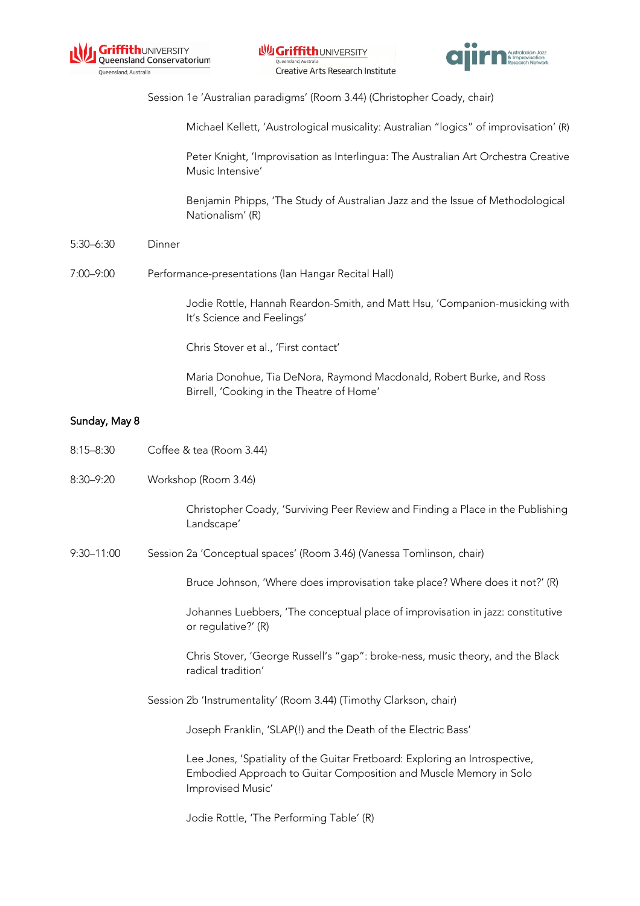Session 1e 'Australian paradigms' (Room 3.44) (Christopher Coady, chair)

Michael Kellett, 'Austrological musicality: Australian "logics" of improvisation' (R)

Peter Knight, 'Improvisation as Interlingua: The Australian Art Orchestra Creative Music Intensive'

Benjamin Phipps, 'The Study of Australian Jazz and the Issue of Methodological Nationalism' (R)

5:30–6:30 Dinner

7:00–9:00 Performance-presentations (Ian Hangar Recital Hall)

Jodie Rottle, Hannah Reardon-Smith, and Matt Hsu, 'Companion-musicking with It's Science and Feelings'

Chris Stover et al., 'First contact'

Maria Donohue, Tia DeNora, Raymond Macdonald, Robert Burke, and Ross Birrell, 'Cooking in the Theatre of Home'

## Sunday, May 8

8:15–8:30 Coffee & tea (Room 3.44)

8:30–9:20 Workshop (Room 3.46)

Christopher Coady, 'Surviving Peer Review and Finding a Place in the Publishing Landscape'

9:30–11:00 Session 2a 'Conceptual spaces' (Room 3.46) (Vanessa Tomlinson, chair)

Bruce Johnson, 'Where does improvisation take place? Where does it not?' (R)

Johannes Luebbers, 'The conceptual place of improvisation in jazz: constitutive or regulative?' (R)

Chris Stover, 'George Russell's "gap": broke-ness, music theory, and the Black radical tradition'

Session 2b 'Instrumentality' (Room 3.44) (Timothy Clarkson, chair)

Joseph Franklin, 'SLAP(!) and the Death of the Electric Bass'

Lee Jones, 'Spatiality of the Guitar Fretboard: Exploring an Introspective, Embodied Approach to Guitar Composition and Muscle Memory in Solo Improvised Music'

Jodie Rottle, 'The Performing Table' (R)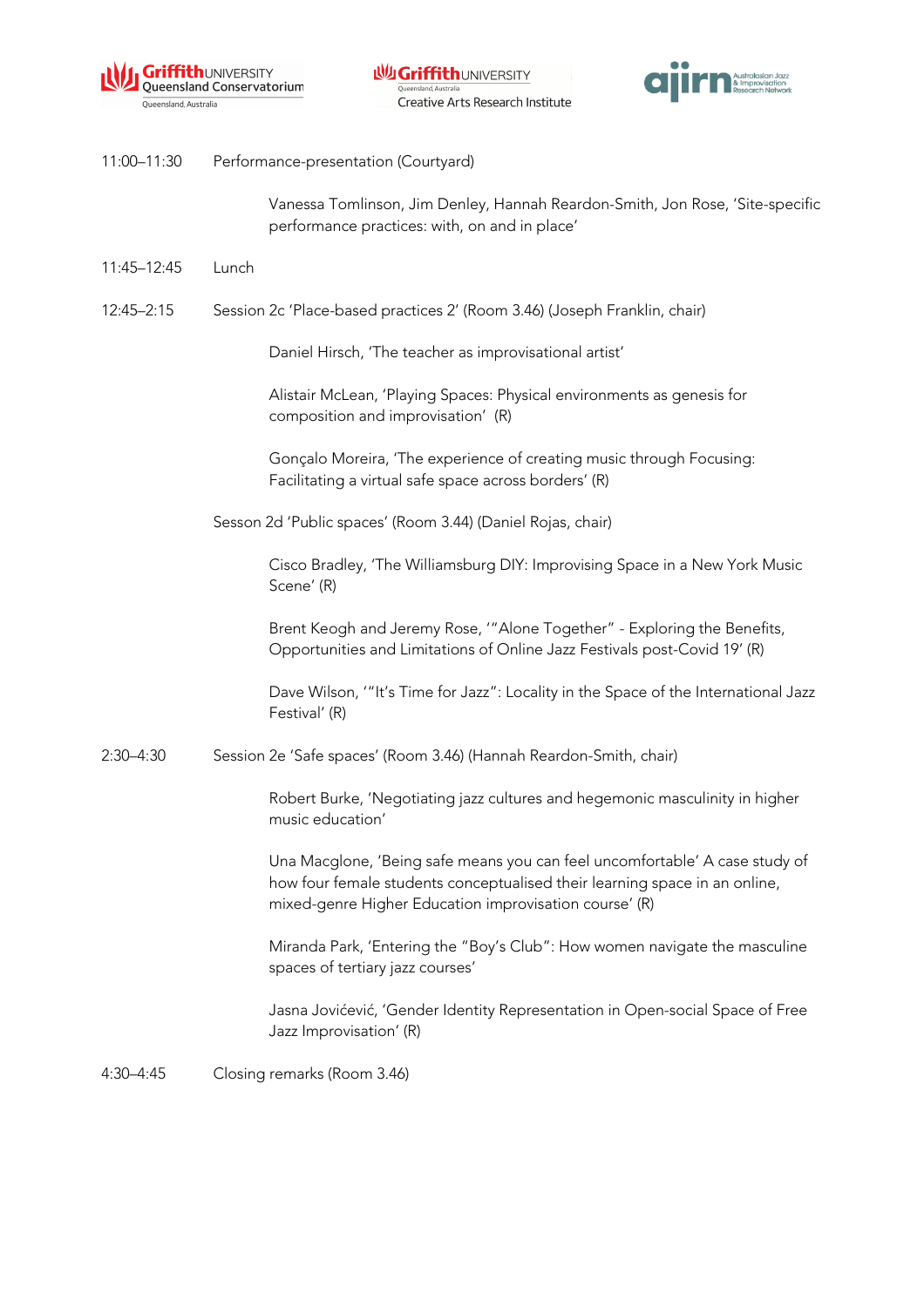11:00–11:30 Performance-presentation (Courtyard)

Vanessa Tomlinson, Jim Denley, Hannah Reardon-Smith, Jon Rose, 'Site-specific performance practices: with, on and in place'

11:45–12:45 Lunch

12:45–2:15 Session 2c 'Place-based practices 2' (Room 3.46) (Joseph Franklin, chair)

Daniel Hirsch, 'The teacher as improvisational artist'

Alistair McLean, 'Playing Spaces: Physical environments as genesis for composition and improvisation' (R)

Gonçalo Moreira, 'The experience of creating music through Focusing: Facilitating a virtual safe space across borders' (R)

Sesson 2d 'Public spaces' (Room 3.44) (Daniel Rojas, chair)

Cisco Bradley, 'The Williamsburg DIY: Improvising Space in a New York Music Scene' (R)

Brent Keogh and Jeremy Rose, '"Alone Together" - Exploring the Benefits, Opportunities and Limitations of Online Jazz Festivals post-Covid 19' (R)

Dave Wilson, '"It's Time for Jazz": Locality in the Space of the International Jazz Festival' (R)

2:30–4:30 Session 2e 'Safe spaces' (Room 3.46) (Hannah Reardon-Smith, chair)

Robert Burke, 'Negotiating jazz cultures and hegemonic masculinity in higher music education'

Una Macglone, 'Being safe means you can feel uncomfortable' A case study of how four female students conceptualised their learning space in an online, mixed-genre Higher Education improvisation course' (R)

Miranda Park, 'Entering the "Boy's Club": How women navigate the masculine spaces of tertiary jazz courses'

Jasna Jovićević, 'Gender Identity Representation in Open-social Space of Free Jazz Improvisation' (R)

4:30–4:45 Closing remarks (Room 3.46)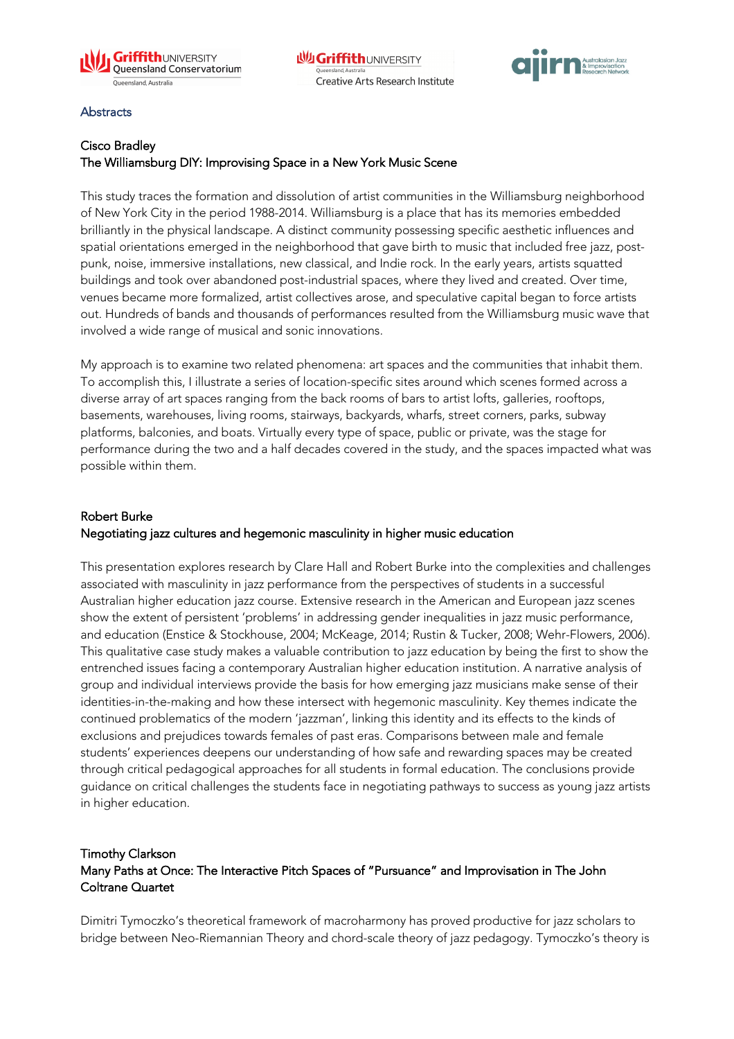## Abstracts

### Cisco Bradley
### The Williamsburg DIY: Improvising Space in a New York Music Scene

This study traces the formation and dissolution of artist communities in the Williamsburg neighborhood of New York City in the period 1988-2014. Williamsburg is a place that has its memories embedded brilliantly in the physical landscape. A distinct community possessing specific aesthetic influences and spatial orientations emerged in the neighborhood that gave birth to music that included free jazz, post-punk, noise, immersive installations, new classical, and Indie rock. In the early years, artists squatted buildings and took over abandoned post-industrial spaces, where they lived and created. Over time, venues became more formalized, artist collectives arose, and speculative capital began to force artists out. Hundreds of bands and thousands of performances resulted from the Williamsburg music wave that involved a wide range of musical and sonic innovations.

My approach is to examine two related phenomena: art spaces and the communities that inhabit them. To accomplish this, I illustrate a series of location-specific sites around which scenes formed across a diverse array of art spaces ranging from the back rooms of bars to artist lofts, galleries, rooftops, basements, warehouses, living rooms, stairways, backyards, wharfs, street corners, parks, subway platforms, balconies, and boats. Virtually every type of space, public or private, was the stage for performance during the two and a half decades covered in the study, and the spaces impacted what was possible within them.

### Robert Burke
### Negotiating jazz cultures and hegemonic masculinity in higher music education

This presentation explores research by Clare Hall and Robert Burke into the complexities and challenges associated with masculinity in jazz performance from the perspectives of students in a successful Australian higher education jazz course. Extensive research in the American and European jazz scenes show the extent of persistent 'problems' in addressing gender inequalities in jazz music performance, and education (Enstice & Stockhouse, 2004; McKeage, 2014; Rustin & Tucker, 2008; Wehr-Flowers, 2006). This qualitative case study makes a valuable contribution to jazz education by being the first to show the entrenched issues facing a contemporary Australian higher education institution. A narrative analysis of group and individual interviews provide the basis for how emerging jazz musicians make sense of their identities-in-the-making and how these intersect with hegemonic masculinity. Key themes indicate the continued problematics of the modern 'jazzman', linking this identity and its effects to the kinds of exclusions and prejudices towards females of past eras. Comparisons between male and female students' experiences deepens our understanding of how safe and rewarding spaces may be created through critical pedagogical approaches for all students in formal education. The conclusions provide guidance on critical challenges the students face in negotiating pathways to success as young jazz artists in higher education.

### Timothy Clarkson
### Many Paths at Once: The Interactive Pitch Spaces of "Pursuance" and Improvisation in The John Coltrane Quartet

Dimitri Tymoczko's theoretical framework of macroharmony has proved productive for jazz scholars to bridge between Neo-Riemannian Theory and chord-scale theory of jazz pedagogy. Tymoczko's theory is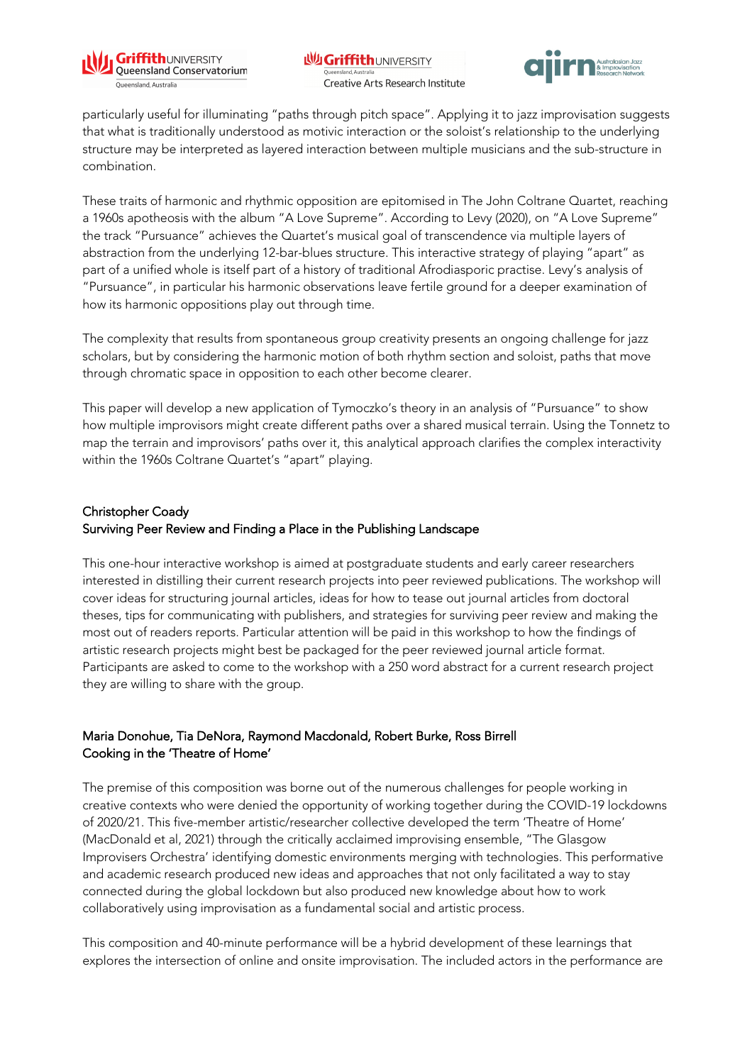particularly useful for illuminating "paths through pitch space". Applying it to jazz improvisation suggests that what is traditionally understood as motivic interaction or the soloist's relationship to the underlying structure may be interpreted as layered interaction between multiple musicians and the sub-structure in combination.

These traits of harmonic and rhythmic opposition are epitomised in The John Coltrane Quartet, reaching a 1960s apotheosis with the album "A Love Supreme". According to Levy (2020), on "A Love Supreme" the track "Pursuance" achieves the Quartet's musical goal of transcendence via multiple layers of abstraction from the underlying 12-bar-blues structure. This interactive strategy of playing "apart" as part of a unified whole is itself part of a history of traditional Afrodiasporic practise. Levy's analysis of "Pursuance", in particular his harmonic observations leave fertile ground for a deeper examination of how its harmonic oppositions play out through time.

The complexity that results from spontaneous group creativity presents an ongoing challenge for jazz scholars, but by considering the harmonic motion of both rhythm section and soloist, paths that move through chromatic space in opposition to each other become clearer.

This paper will develop a new application of Tymoczko's theory in an analysis of "Pursuance" to show how multiple improvisors might create different paths over a shared musical terrain. Using the Tonnetz to map the terrain and improvisors' paths over it, this analytical approach clarifies the complex interactivity within the 1960s Coltrane Quartet's "apart" playing.

### Christopher Coady
### Surviving Peer Review and Finding a Place in the Publishing Landscape

This one-hour interactive workshop is aimed at postgraduate students and early career researchers interested in distilling their current research projects into peer reviewed publications. The workshop will cover ideas for structuring journal articles, ideas for how to tease out journal articles from doctoral theses, tips for communicating with publishers, and strategies for surviving peer review and making the most out of readers reports. Particular attention will be paid in this workshop to how the findings of artistic research projects might best be packaged for the peer reviewed journal article format. Participants are asked to come to the workshop with a 250 word abstract for a current research project they are willing to share with the group.

### Maria Donohue, Tia DeNora, Raymond Macdonald, Robert Burke, Ross Birrell
### Cooking in the 'Theatre of Home'

The premise of this composition was borne out of the numerous challenges for people working in creative contexts who were denied the opportunity of working together during the COVID-19 lockdowns of 2020/21. This five-member artistic/researcher collective developed the term 'Theatre of Home' (MacDonald et al, 2021) through the critically acclaimed improvising ensemble, "The Glasgow Improvisers Orchestra' identifying domestic environments merging with technologies. This performative and academic research produced new ideas and approaches that not only facilitated a way to stay connected during the global lockdown but also produced new knowledge about how to work collaboratively using improvisation as a fundamental social and artistic process.

This composition and 40-minute performance will be a hybrid development of these learnings that explores the intersection of online and onsite improvisation. The included actors in the performance are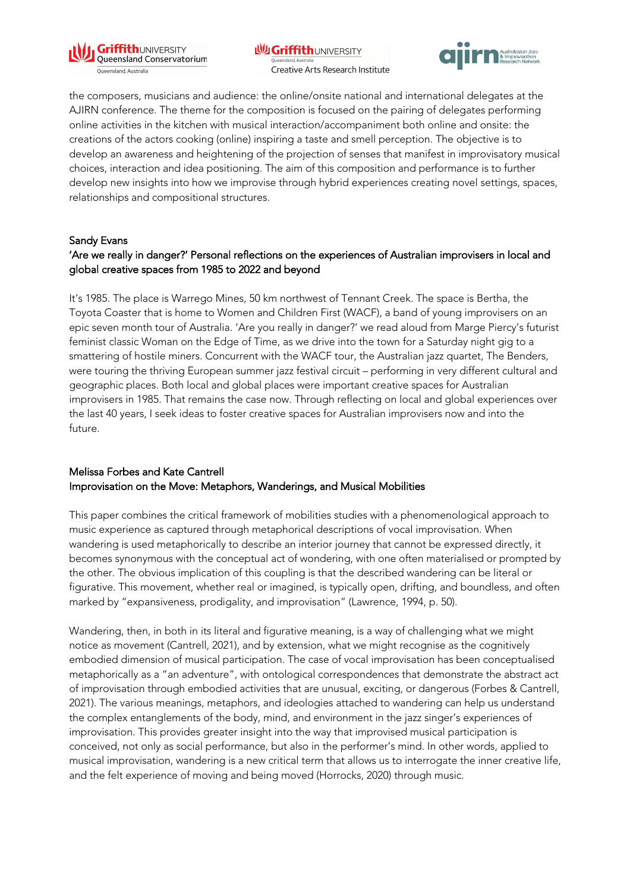the composers, musicians and audience: the online/onsite national and international delegates at the AJIRN conference. The theme for the composition is focused on the pairing of delegates performing online activities in the kitchen with musical interaction/accompaniment both online and onsite: the creations of the actors cooking (online) inspiring a taste and smell perception. The objective is to develop an awareness and heightening of the projection of senses that manifest in improvisatory musical choices, interaction and idea positioning. The aim of this composition and performance is to further develop new insights into how we improvise through hybrid experiences creating novel settings, spaces, relationships and compositional structures.

## Sandy Evans
## 'Are we really in danger?' Personal reflections on the experiences of Australian improvisers in local and global creative spaces from 1985 to 2022 and beyond

It's 1985. The place is Warrego Mines, 50 km northwest of Tennant Creek. The space is Bertha, the Toyota Coaster that is home to Women and Children First (WACF), a band of young improvisers on an epic seven month tour of Australia. 'Are you really in danger?' we read aloud from Marge Piercy's futurist feminist classic Woman on the Edge of Time, as we drive into the town for a Saturday night gig to a smattering of hostile miners. Concurrent with the WACF tour, the Australian jazz quartet, The Benders, were touring the thriving European summer jazz festival circuit – performing in very different cultural and geographic places. Both local and global places were important creative spaces for Australian improvisers in 1985. That remains the case now. Through reflecting on local and global experiences over the last 40 years, I seek ideas to foster creative spaces for Australian improvisers now and into the future.

## Melissa Forbes and Kate Cantrell
## Improvisation on the Move: Metaphors, Wanderings, and Musical Mobilities

This paper combines the critical framework of mobilities studies with a phenomenological approach to music experience as captured through metaphorical descriptions of vocal improvisation. When wandering is used metaphorically to describe an interior journey that cannot be expressed directly, it becomes synonymous with the conceptual act of wondering, with one often materialised or prompted by the other. The obvious implication of this coupling is that the described wandering can be literal or figurative. This movement, whether real or imagined, is typically open, drifting, and boundless, and often marked by "expansiveness, prodigality, and improvisation" (Lawrence, 1994, p. 50).

Wandering, then, in both in its literal and figurative meaning, is a way of challenging what we might notice as movement (Cantrell, 2021), and by extension, what we might recognise as the cognitively embodied dimension of musical participation. The case of vocal improvisation has been conceptualised metaphorically as a "an adventure", with ontological correspondences that demonstrate the abstract act of improvisation through embodied activities that are unusual, exciting, or dangerous (Forbes & Cantrell, 2021). The various meanings, metaphors, and ideologies attached to wandering can help us understand the complex entanglements of the body, mind, and environment in the jazz singer's experiences of improvisation. This provides greater insight into the way that improvised musical participation is conceived, not only as social performance, but also in the performer's mind. In other words, applied to musical improvisation, wandering is a new critical term that allows us to interrogate the inner creative life, and the felt experience of moving and being moved (Horrocks, 2020) through music.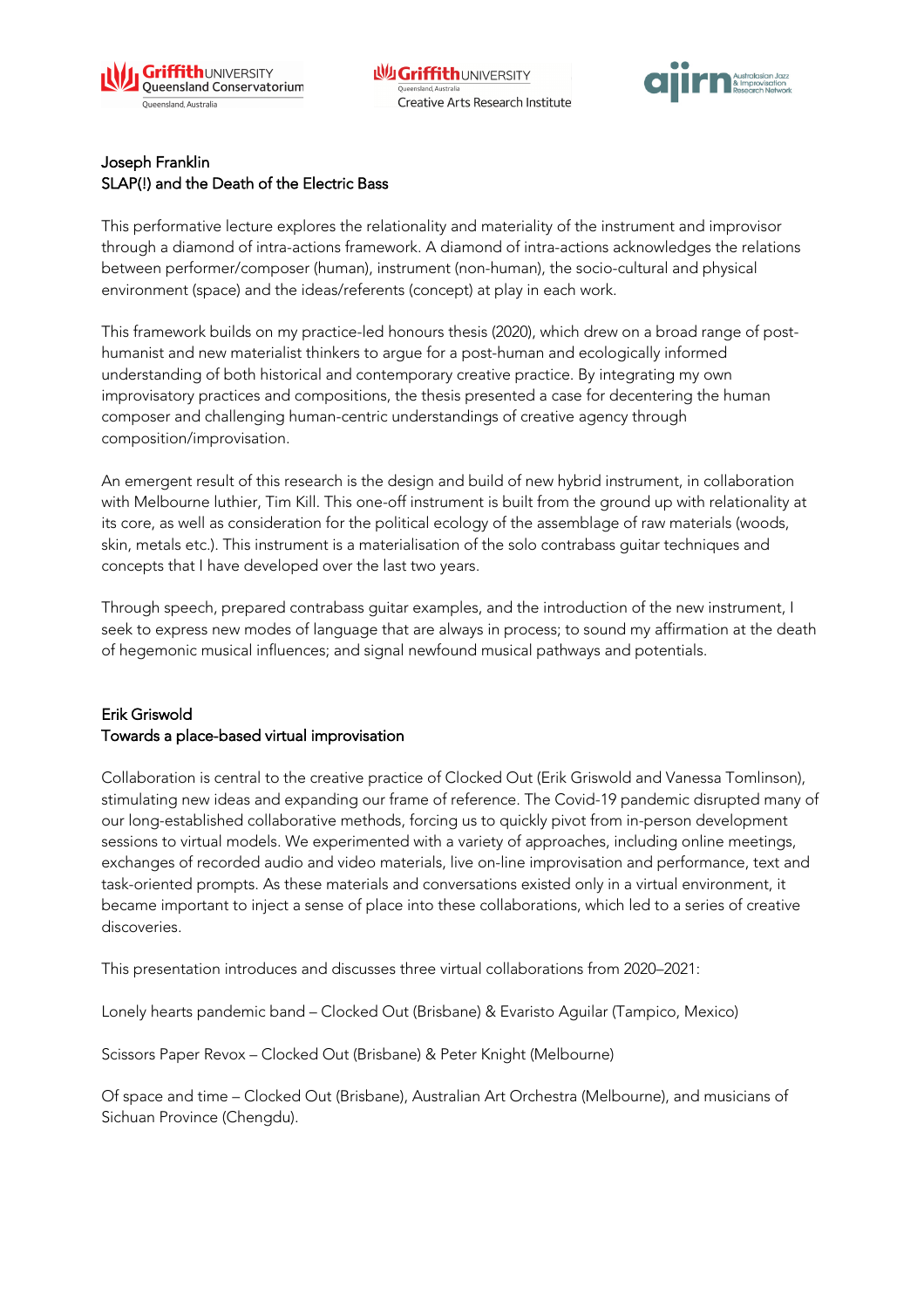### Joseph Franklin
### SLAP(!) and the Death of the Electric Bass

This performative lecture explores the relationality and materiality of the instrument and improvisor through a diamond of intra-actions framework. A diamond of intra-actions acknowledges the relations between performer/composer (human), instrument (non-human), the socio-cultural and physical environment (space) and the ideas/referents (concept) at play in each work.

This framework builds on my practice-led honours thesis (2020), which drew on a broad range of post-humanist and new materialist thinkers to argue for a post-human and ecologically informed understanding of both historical and contemporary creative practice. By integrating my own improvisatory practices and compositions, the thesis presented a case for decentering the human composer and challenging human-centric understandings of creative agency through composition/improvisation.

An emergent result of this research is the design and build of new hybrid instrument, in collaboration with Melbourne luthier, Tim Kill. This one-off instrument is built from the ground up with relationality at its core, as well as consideration for the political ecology of the assemblage of raw materials (woods, skin, metals etc.). This instrument is a materialisation of the solo contrabass guitar techniques and concepts that I have developed over the last two years.

Through speech, prepared contrabass guitar examples, and the introduction of the new instrument, I seek to express new modes of language that are always in process; to sound my affirmation at the death of hegemonic musical influences; and signal newfound musical pathways and potentials.

### Erik Griswold
### Towards a place-based virtual improvisation

Collaboration is central to the creative practice of Clocked Out (Erik Griswold and Vanessa Tomlinson), stimulating new ideas and expanding our frame of reference. The Covid-19 pandemic disrupted many of our long-established collaborative methods, forcing us to quickly pivot from in-person development sessions to virtual models. We experimented with a variety of approaches, including online meetings, exchanges of recorded audio and video materials, live on-line improvisation and performance, text and task-oriented prompts. As these materials and conversations existed only in a virtual environment, it became important to inject a sense of place into these collaborations, which led to a series of creative discoveries.

This presentation introduces and discusses three virtual collaborations from 2020–2021:

Lonely hearts pandemic band – Clocked Out (Brisbane) & Evaristo Aguilar (Tampico, Mexico)

Scissors Paper Revox – Clocked Out (Brisbane) & Peter Knight (Melbourne)

Of space and time – Clocked Out (Brisbane), Australian Art Orchestra (Melbourne), and musicians of Sichuan Province (Chengdu).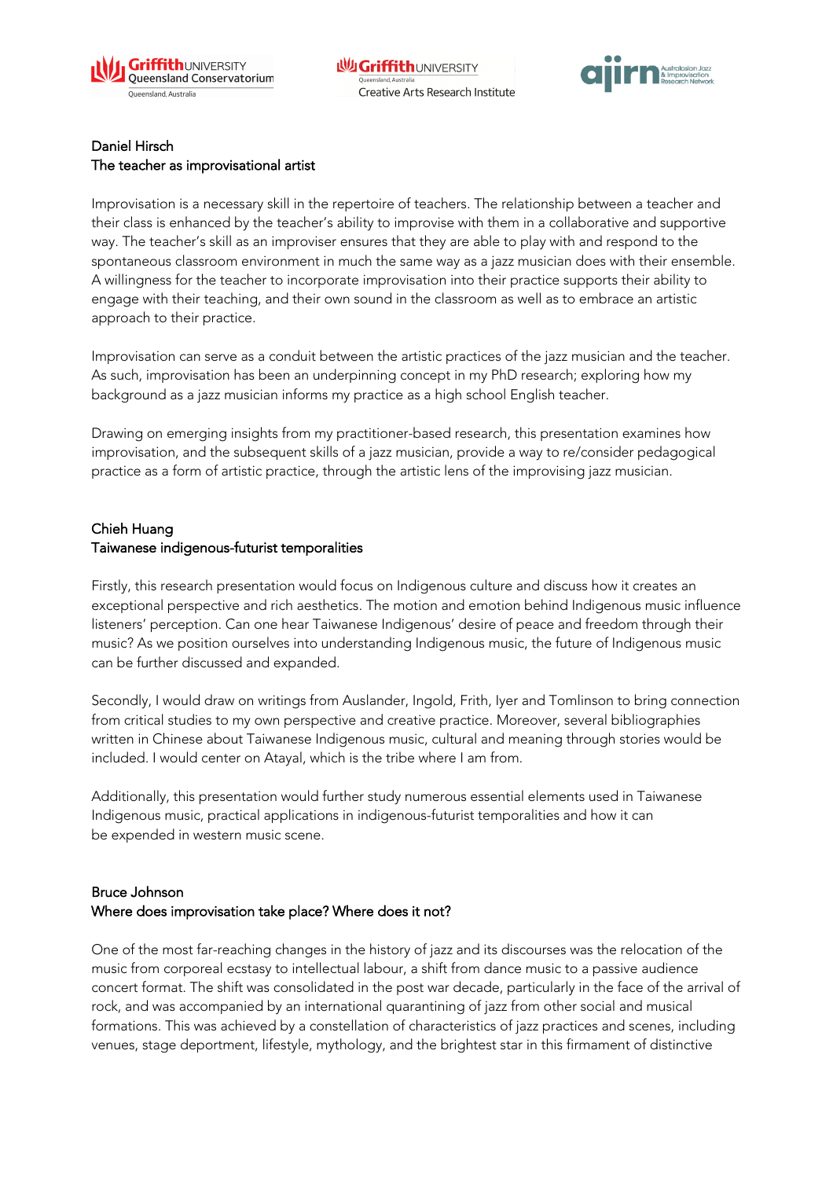## Daniel Hirsch
### The teacher as improvisational artist

Improvisation is a necessary skill in the repertoire of teachers. The relationship between a teacher and their class is enhanced by the teacher's ability to improvise with them in a collaborative and supportive way. The teacher's skill as an improviser ensures that they are able to play with and respond to the spontaneous classroom environment in much the same way as a jazz musician does with their ensemble. A willingness for the teacher to incorporate improvisation into their practice supports their ability to engage with their teaching, and their own sound in the classroom as well as to embrace an artistic approach to their practice.

Improvisation can serve as a conduit between the artistic practices of the jazz musician and the teacher. As such, improvisation has been an underpinning concept in my PhD research; exploring how my background as a jazz musician informs my practice as a high school English teacher.

Drawing on emerging insights from my practitioner-based research, this presentation examines how improvisation, and the subsequent skills of a jazz musician, provide a way to re/consider pedagogical practice as a form of artistic practice, through the artistic lens of the improvising jazz musician.

## Chieh Huang
### Taiwanese indigenous-futurist temporalities

Firstly, this research presentation would focus on Indigenous culture and discuss how it creates an exceptional perspective and rich aesthetics. The motion and emotion behind Indigenous music influence listeners' perception. Can one hear Taiwanese Indigenous' desire of peace and freedom through their music? As we position ourselves into understanding Indigenous music, the future of Indigenous music can be further discussed and expanded.

Secondly, I would draw on writings from Auslander, Ingold, Frith, Iyer and Tomlinson to bring connection from critical studies to my own perspective and creative practice. Moreover, several bibliographies written in Chinese about Taiwanese Indigenous music, cultural and meaning through stories would be included. I would center on Atayal, which is the tribe where I am from.

Additionally, this presentation would further study numerous essential elements used in Taiwanese Indigenous music, practical applications in indigenous-futurist temporalities and how it can be expended in western music scene.

## Bruce Johnson
### Where does improvisation take place? Where does it not?

One of the most far-reaching changes in the history of jazz and its discourses was the relocation of the music from corporeal ecstasy to intellectual labour, a shift from dance music to a passive audience concert format. The shift was consolidated in the post war decade, particularly in the face of the arrival of rock, and was accompanied by an international quarantining of jazz from other social and musical formations. This was achieved by a constellation of characteristics of jazz practices and scenes, including venues, stage deportment, lifestyle, mythology, and the brightest star in this firmament of distinctive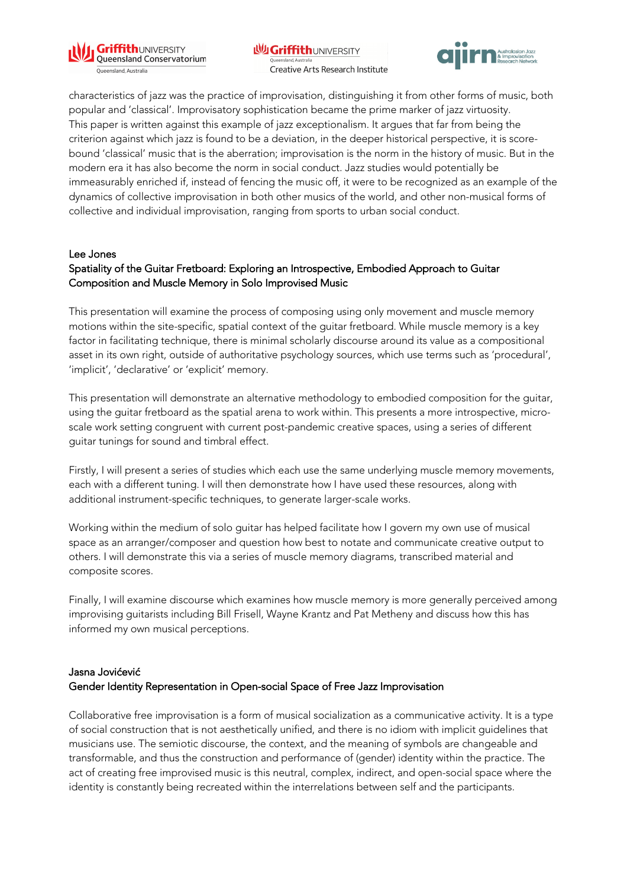characteristics of jazz was the practice of improvisation, distinguishing it from other forms of music, both popular and 'classical'. Improvisatory sophistication became the prime marker of jazz virtuosity. This paper is written against this example of jazz exceptionalism. It argues that far from being the criterion against which jazz is found to be a deviation, in the deeper historical perspective, it is score-bound 'classical' music that is the aberration; improvisation is the norm in the history of music. But in the modern era it has also become the norm in social conduct. Jazz studies would potentially be immeasurably enriched if, instead of fencing the music off, it were to be recognized as an example of the dynamics of collective improvisation in both other musics of the world, and other non-musical forms of collective and individual improvisation, ranging from sports to urban social conduct.

Lee Jones
Spatiality of the Guitar Fretboard: Exploring an Introspective, Embodied Approach to Guitar Composition and Muscle Memory in Solo Improvised Music

This presentation will examine the process of composing using only movement and muscle memory motions within the site-specific, spatial context of the guitar fretboard. While muscle memory is a key factor in facilitating technique, there is minimal scholarly discourse around its value as a compositional asset in its own right, outside of authoritative psychology sources, which use terms such as 'procedural', 'implicit', 'declarative' or 'explicit' memory.

This presentation will demonstrate an alternative methodology to embodied composition for the guitar, using the guitar fretboard as the spatial arena to work within. This presents a more introspective, micro-scale work setting congruent with current post-pandemic creative spaces, using a series of different guitar tunings for sound and timbral effect.

Firstly, I will present a series of studies which each use the same underlying muscle memory movements, each with a different tuning. I will then demonstrate how I have used these resources, along with additional instrument-specific techniques, to generate larger-scale works.

Working within the medium of solo guitar has helped facilitate how I govern my own use of musical space as an arranger/composer and question how best to notate and communicate creative output to others. I will demonstrate this via a series of muscle memory diagrams, transcribed material and composite scores.

Finally, I will examine discourse which examines how muscle memory is more generally perceived among improvising guitarists including Bill Frisell, Wayne Krantz and Pat Metheny and discuss how this has informed my own musical perceptions.

Jasna Jovićević
Gender Identity Representation in Open-social Space of Free Jazz Improvisation

Collaborative free improvisation is a form of musical socialization as a communicative activity. It is a type of social construction that is not aesthetically unified, and there is no idiom with implicit guidelines that musicians use. The semiotic discourse, the context, and the meaning of symbols are changeable and transformable, and thus the construction and performance of (gender) identity within the practice. The act of creating free improvised music is this neutral, complex, indirect, and open-social space where the identity is constantly being recreated within the interrelations between self and the participants.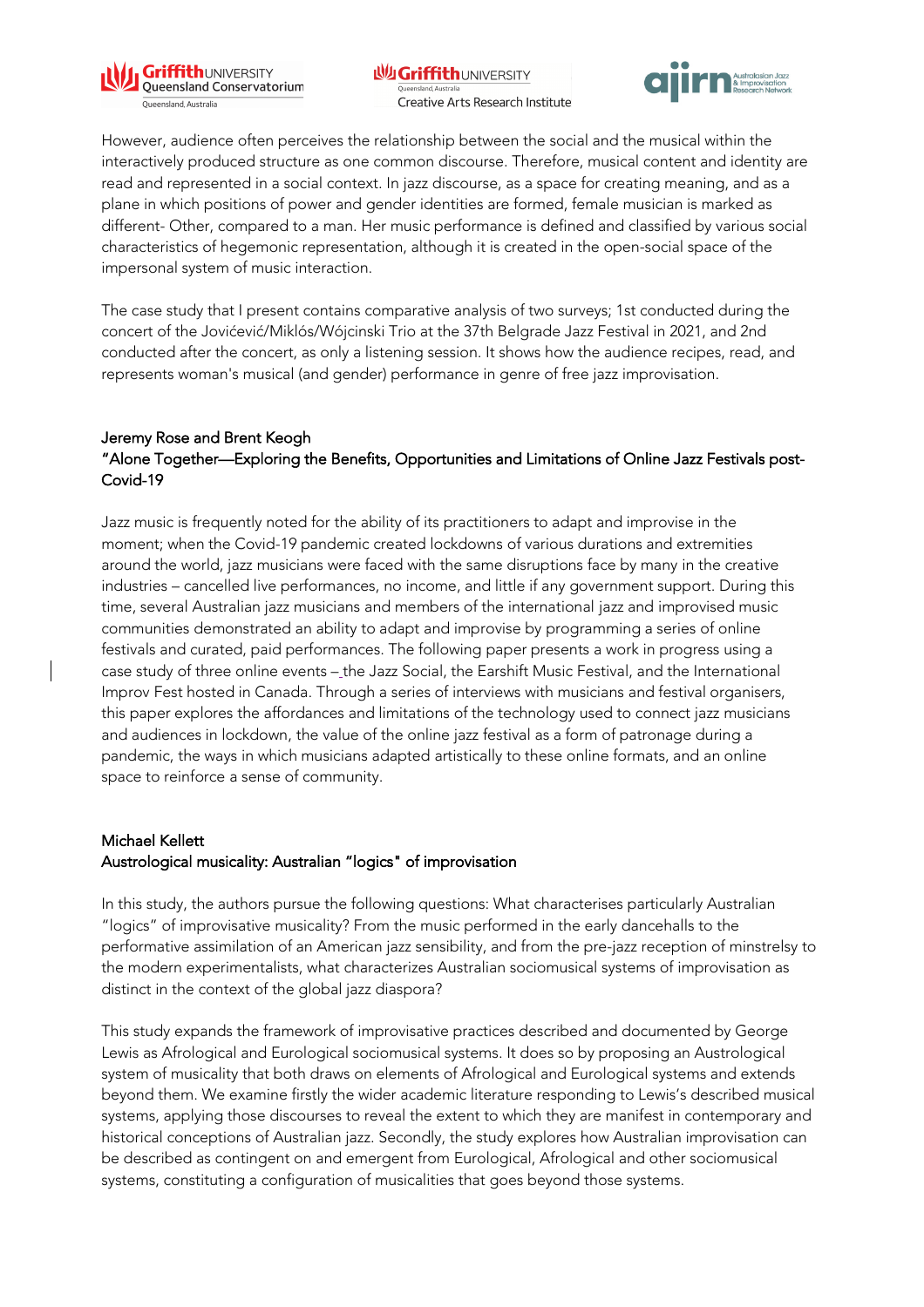However, audience often perceives the relationship between the social and the musical within the interactively produced structure as one common discourse. Therefore, musical content and identity are read and represented in a social context. In jazz discourse, as a space for creating meaning, and as a plane in which positions of power and gender identities are formed, female musician is marked as different- Other, compared to a man. Her music performance is defined and classified by various social characteristics of hegemonic representation, although it is created in the open-social space of the impersonal system of music interaction.

The case study that I present contains comparative analysis of two surveys; 1st conducted during the concert of the Jovićević/Miklós/Wójcinski Trio at the 37th Belgrade Jazz Festival in 2021, and 2nd conducted after the concert, as only a listening session. It shows how the audience recipes, read, and represents woman's musical (and gender) performance in genre of free jazz improvisation.

### Jeremy Rose and Brent Keogh
### "Alone Together—Exploring the Benefits, Opportunities and Limitations of Online Jazz Festivals post-Covid-19

Jazz music is frequently noted for the ability of its practitioners to adapt and improvise in the moment; when the Covid-19 pandemic created lockdowns of various durations and extremities around the world, jazz musicians were faced with the same disruptions face by many in the creative industries – cancelled live performances, no income, and little if any government support. During this time, several Australian jazz musicians and members of the international jazz and improvised music communities demonstrated an ability to adapt and improvise by programming a series of online festivals and curated, paid performances. The following paper presents a work in progress using a case study of three online events – the Jazz Social, the Earshift Music Festival, and the International Improv Fest hosted in Canada. Through a series of interviews with musicians and festival organisers, this paper explores the affordances and limitations of the technology used to connect jazz musicians and audiences in lockdown, the value of the online jazz festival as a form of patronage during a pandemic, the ways in which musicians adapted artistically to these online formats, and an online space to reinforce a sense of community.

### Michael Kellett
### Austrological musicality: Australian "logics" of improvisation

In this study, the authors pursue the following questions: What characterises particularly Australian "logics" of improvisative musicality? From the music performed in the early dancehalls to the performative assimilation of an American jazz sensibility, and from the pre-jazz reception of minstrelsy to the modern experimentalists, what characterizes Australian sociomusical systems of improvisation as distinct in the context of the global jazz diaspora?

This study expands the framework of improvisative practices described and documented by George Lewis as Afrological and Eurological sociomusical systems. It does so by proposing an Austrological system of musicality that both draws on elements of Afrological and Eurological systems and extends beyond them. We examine firstly the wider academic literature responding to Lewis's described musical systems, applying those discourses to reveal the extent to which they are manifest in contemporary and historical conceptions of Australian jazz. Secondly, the study explores how Australian improvisation can be described as contingent on and emergent from Eurological, Afrological and other sociomusical systems, constituting a configuration of musicalities that goes beyond those systems.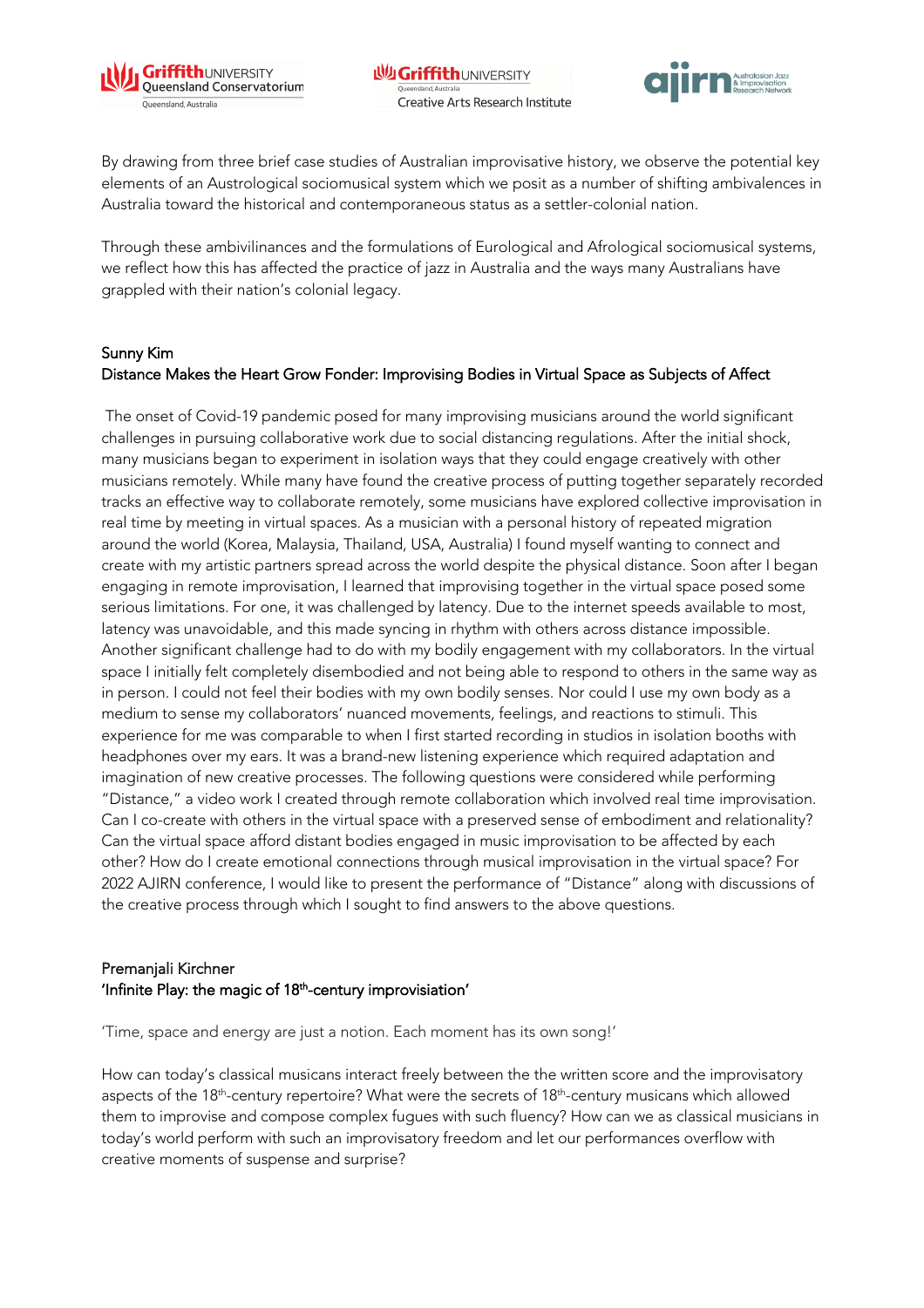By drawing from three brief case studies of Australian improvisative history, we observe the potential key elements of an Austrological sociomusical system which we posit as a number of shifting ambivalences in Australia toward the historical and contemporaneous status as a settler-colonial nation.

Through these ambivilinances and the formulations of Eurological and Afrological sociomusical systems, we reflect how this has affected the practice of jazz in Australia and the ways many Australians have grappled with their nation's colonial legacy.

### Sunny Kim
### Distance Makes the Heart Grow Fonder: Improvising Bodies in Virtual Space as Subjects of Affect

The onset of Covid-19 pandemic posed for many improvising musicians around the world significant challenges in pursuing collaborative work due to social distancing regulations. After the initial shock, many musicians began to experiment in isolation ways that they could engage creatively with other musicians remotely. While many have found the creative process of putting together separately recorded tracks an effective way to collaborate remotely, some musicians have explored collective improvisation in real time by meeting in virtual spaces. As a musician with a personal history of repeated migration around the world (Korea, Malaysia, Thailand, USA, Australia) I found myself wanting to connect and create with my artistic partners spread across the world despite the physical distance. Soon after I began engaging in remote improvisation, I learned that improvising together in the virtual space posed some serious limitations. For one, it was challenged by latency. Due to the internet speeds available to most, latency was unavoidable, and this made syncing in rhythm with others across distance impossible. Another significant challenge had to do with my bodily engagement with my collaborators. In the virtual space I initially felt completely disembodied and not being able to respond to others in the same way as in person. I could not feel their bodies with my own bodily senses. Nor could I use my own body as a medium to sense my collaborators' nuanced movements, feelings, and reactions to stimuli. This experience for me was comparable to when I first started recording in studios in isolation booths with headphones over my ears. It was a brand-new listening experience which required adaptation and imagination of new creative processes. The following questions were considered while performing "Distance," a video work I created through remote collaboration which involved real time improvisation. Can I co-create with others in the virtual space with a preserved sense of embodiment and relationality? Can the virtual space afford distant bodies engaged in music improvisation to be affected by each other? How do I create emotional connections through musical improvisation in the virtual space? For 2022 AJIRN conference, I would like to present the performance of "Distance" along with discussions of the creative process through which I sought to find answers to the above questions.

### Premanjali Kirchner
### 'Infinite Play: the magic of 18th-century improvisiation'

'Time, space and energy are just a notion. Each moment has its own song!'

How can today's classical musicans interact freely between the the written score and the improvisatory aspects of the 18th-century repertoire? What were the secrets of 18th-century musicans which allowed them to improvise and compose complex fugues with such fluency? How can we as classical musicians in today's world perform with such an improvisatory freedom and let our performances overflow with creative moments of suspense and surprise?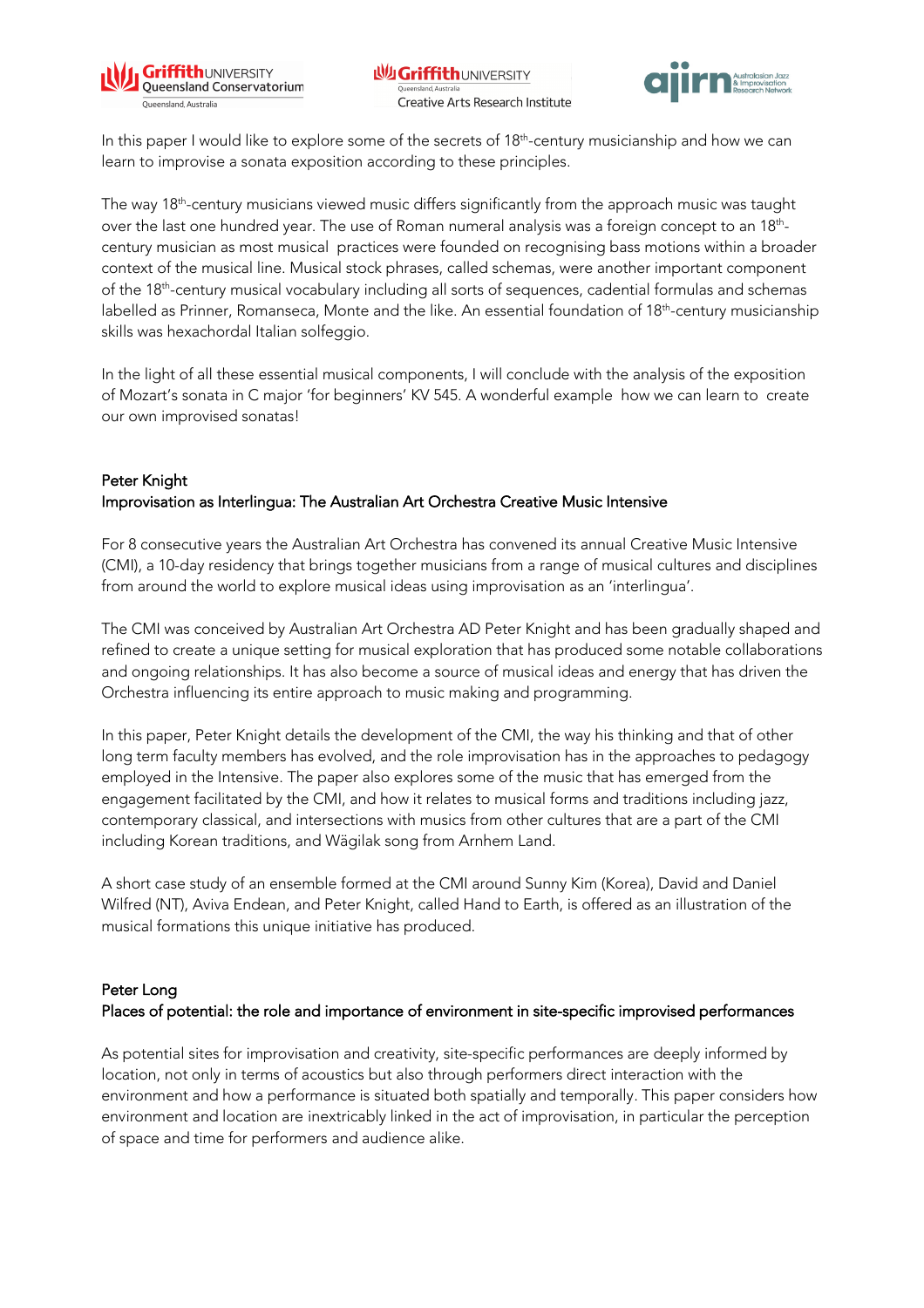In this paper I would like to explore some of the secrets of 18th-century musicianship and how we can learn to improvise a sonata exposition according to these principles.

The way 18th-century musicians viewed music differs significantly from the approach music was taught over the last one hundred year. The use of Roman numeral analysis was a foreign concept to an 18th-century musician as most musical practices were founded on recognising bass motions within a broader context of the musical line. Musical stock phrases, called schemas, were another important component of the 18th-century musical vocabulary including all sorts of sequences, cadential formulas and schemas labelled as Prinner, Romanseca, Monte and the like. An essential foundation of 18th-century musicianship skills was hexachordal Italian solfeggio.

In the light of all these essential musical components, I will conclude with the analysis of the exposition of Mozart's sonata in C major 'for beginners' KV 545. A wonderful example how we can learn to create our own improvised sonatas!

### Peter Knight
### Improvisation as Interlingua: The Australian Art Orchestra Creative Music Intensive

For 8 consecutive years the Australian Art Orchestra has convened its annual Creative Music Intensive (CMI), a 10-day residency that brings together musicians from a range of musical cultures and disciplines from around the world to explore musical ideas using improvisation as an 'interlingua'.

The CMI was conceived by Australian Art Orchestra AD Peter Knight and has been gradually shaped and refined to create a unique setting for musical exploration that has produced some notable collaborations and ongoing relationships. It has also become a source of musical ideas and energy that has driven the Orchestra influencing its entire approach to music making and programming.

In this paper, Peter Knight details the development of the CMI, the way his thinking and that of other long term faculty members has evolved, and the role improvisation has in the approaches to pedagogy employed in the Intensive. The paper also explores some of the music that has emerged from the engagement facilitated by the CMI, and how it relates to musical forms and traditions including jazz, contemporary classical, and intersections with musics from other cultures that are a part of the CMI including Korean traditions, and Wägilak song from Arnhem Land.

A short case study of an ensemble formed at the CMI around Sunny Kim (Korea), David and Daniel Wilfred (NT), Aviva Endean, and Peter Knight, called Hand to Earth, is offered as an illustration of the musical formations this unique initiative has produced.

### Peter Long
### Places of potential: the role and importance of environment in site-specific improvised performances

As potential sites for improvisation and creativity, site-specific performances are deeply informed by location, not only in terms of acoustics but also through performers direct interaction with the environment and how a performance is situated both spatially and temporally. This paper considers how environment and location are inextricably linked in the act of improvisation, in particular the perception of space and time for performers and audience alike.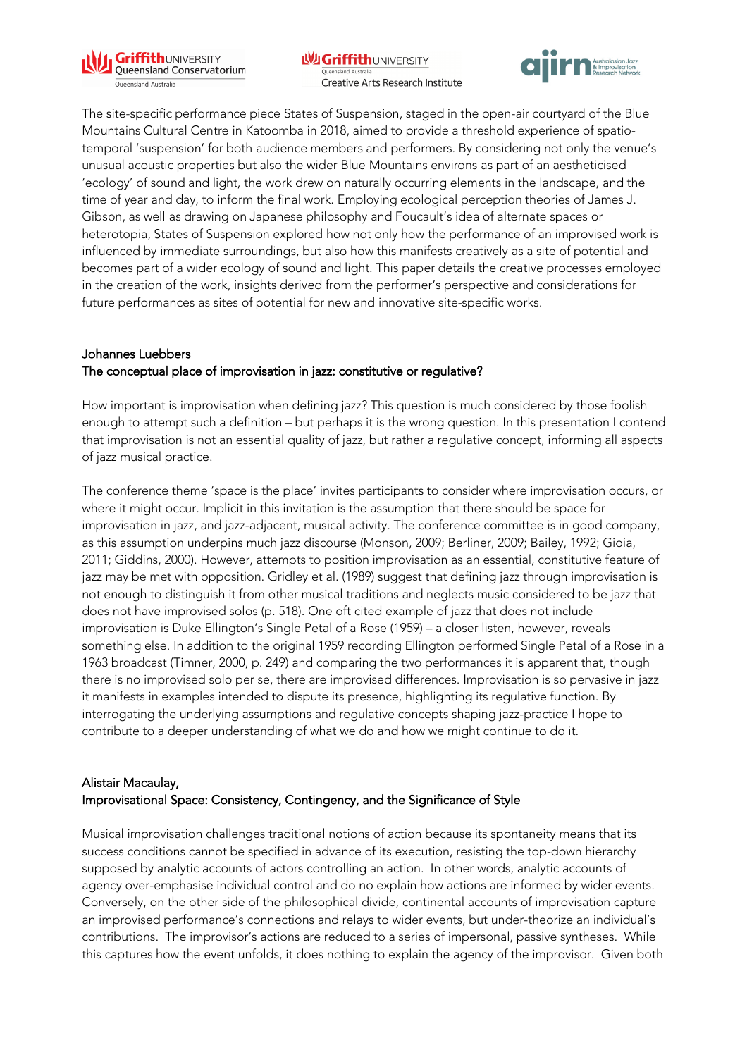The site-specific performance piece States of Suspension, staged in the open-air courtyard of the Blue Mountains Cultural Centre in Katoomba in 2018, aimed to provide a threshold experience of spatio-temporal 'suspension' for both audience members and performers. By considering not only the venue's unusual acoustic properties but also the wider Blue Mountains environs as part of an aestheticised 'ecology' of sound and light, the work drew on naturally occurring elements in the landscape, and the time of year and day, to inform the final work. Employing ecological perception theories of James J. Gibson, as well as drawing on Japanese philosophy and Foucault's idea of alternate spaces or heterotopia, States of Suspension explored how not only how the performance of an improvised work is influenced by immediate surroundings, but also how this manifests creatively as a site of potential and becomes part of a wider ecology of sound and light. This paper details the creative processes employed in the creation of the work, insights derived from the performer's perspective and considerations for future performances as sites of potential for new and innovative site-specific works.

### Johannes Luebbers
### The conceptual place of improvisation in jazz: constitutive or regulative?

How important is improvisation when defining jazz? This question is much considered by those foolish enough to attempt such a definition – but perhaps it is the wrong question. In this presentation I contend that improvisation is not an essential quality of jazz, but rather a regulative concept, informing all aspects of jazz musical practice.

The conference theme 'space is the place' invites participants to consider where improvisation occurs, or where it might occur. Implicit in this invitation is the assumption that there should be space for improvisation in jazz, and jazz-adjacent, musical activity. The conference committee is in good company, as this assumption underpins much jazz discourse (Monson, 2009; Berliner, 2009; Bailey, 1992; Gioia, 2011; Giddins, 2000). However, attempts to position improvisation as an essential, constitutive feature of jazz may be met with opposition. Gridley et al. (1989) suggest that defining jazz through improvisation is not enough to distinguish it from other musical traditions and neglects music considered to be jazz that does not have improvised solos (p. 518). One oft cited example of jazz that does not include improvisation is Duke Ellington's Single Petal of a Rose (1959) – a closer listen, however, reveals something else. In addition to the original 1959 recording Ellington performed Single Petal of a Rose in a 1963 broadcast (Timner, 2000, p. 249) and comparing the two performances it is apparent that, though there is no improvised solo per se, there are improvised differences. Improvisation is so pervasive in jazz it manifests in examples intended to dispute its presence, highlighting its regulative function. By interrogating the underlying assumptions and regulative concepts shaping jazz-practice I hope to contribute to a deeper understanding of what we do and how we might continue to do it.

### Alistair Macaulay,
### Improvisational Space: Consistency, Contingency, and the Significance of Style

Musical improvisation challenges traditional notions of action because its spontaneity means that its success conditions cannot be specified in advance of its execution, resisting the top-down hierarchy supposed by analytic accounts of actors controlling an action. In other words, analytic accounts of agency over-emphasise individual control and do no explain how actions are informed by wider events. Conversely, on the other side of the philosophical divide, continental accounts of improvisation capture an improvised performance's connections and relays to wider events, but under-theorize an individual's contributions. The improvisor's actions are reduced to a series of impersonal, passive syntheses. While this captures how the event unfolds, it does nothing to explain the agency of the improvisor. Given both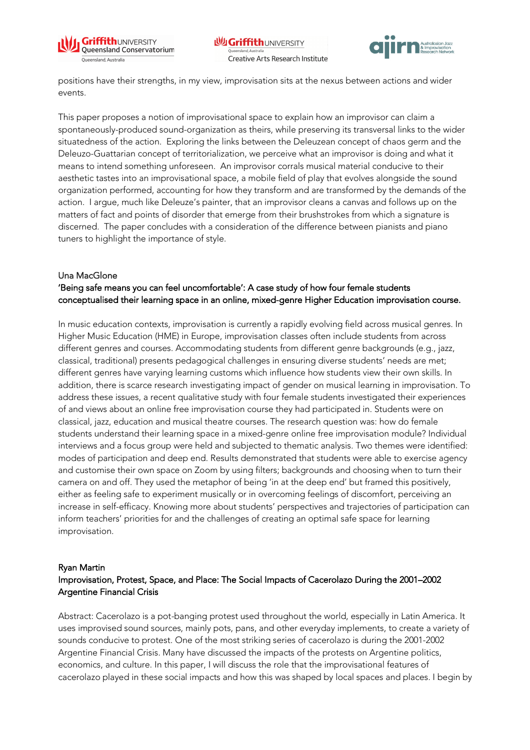positions have their strengths, in my view, improvisation sits at the nexus between actions and wider events.

This paper proposes a notion of improvisational space to explain how an improvisor can claim a spontaneously-produced sound-organization as theirs, while preserving its transversal links to the wider situatedness of the action. Exploring the links between the Deleuzean concept of chaos germ and the Deleuzo-Guattarian concept of territorialization, we perceive what an improvisor is doing and what it means to intend something unforeseen. An improvisor corrals musical material conducive to their aesthetic tastes into an improvisational space, a mobile field of play that evolves alongside the sound organization performed, accounting for how they transform and are transformed by the demands of the action. I argue, much like Deleuze's painter, that an improvisor cleans a canvas and follows up on the matters of fact and points of disorder that emerge from their brushstrokes from which a signature is discerned. The paper concludes with a consideration of the difference between pianists and piano tuners to highlight the importance of style.

Una MacGlone

'Being safe means you can feel uncomfortable': A case study of how four female students conceptualised their learning space in an online, mixed-genre Higher Education improvisation course.

In music education contexts, improvisation is currently a rapidly evolving field across musical genres. In Higher Music Education (HME) in Europe, improvisation classes often include students from across different genres and courses. Accommodating students from different genre backgrounds (e.g., jazz, classical, traditional) presents pedagogical challenges in ensuring diverse students' needs are met; different genres have varying learning customs which influence how students view their own skills. In addition, there is scarce research investigating impact of gender on musical learning in improvisation. To address these issues, a recent qualitative study with four female students investigated their experiences of and views about an online free improvisation course they had participated in. Students were on classical, jazz, education and musical theatre courses. The research question was: how do female students understand their learning space in a mixed-genre online free improvisation module? Individual interviews and a focus group were held and subjected to thematic analysis. Two themes were identified: modes of participation and deep end. Results demonstrated that students were able to exercise agency and customise their own space on Zoom by using filters; backgrounds and choosing when to turn their camera on and off. They used the metaphor of being 'in at the deep end' but framed this positively, either as feeling safe to experiment musically or in overcoming feelings of discomfort, perceiving an increase in self-efficacy. Knowing more about students' perspectives and trajectories of participation can inform teachers' priorities for and the challenges of creating an optimal safe space for learning improvisation.

Ryan Martin

Improvisation, Protest, Space, and Place: The Social Impacts of Cacerolazo During the 2001–2002 Argentine Financial Crisis

Abstract: Cacerolazo is a pot-banging protest used throughout the world, especially in Latin America. It uses improvised sound sources, mainly pots, pans, and other everyday implements, to create a variety of sounds conducive to protest. One of the most striking series of cacerolazo is during the 2001-2002 Argentine Financial Crisis. Many have discussed the impacts of the protests on Argentine politics, economics, and culture. In this paper, I will discuss the role that the improvisational features of cacerolazo played in these social impacts and how this was shaped by local spaces and places. I begin by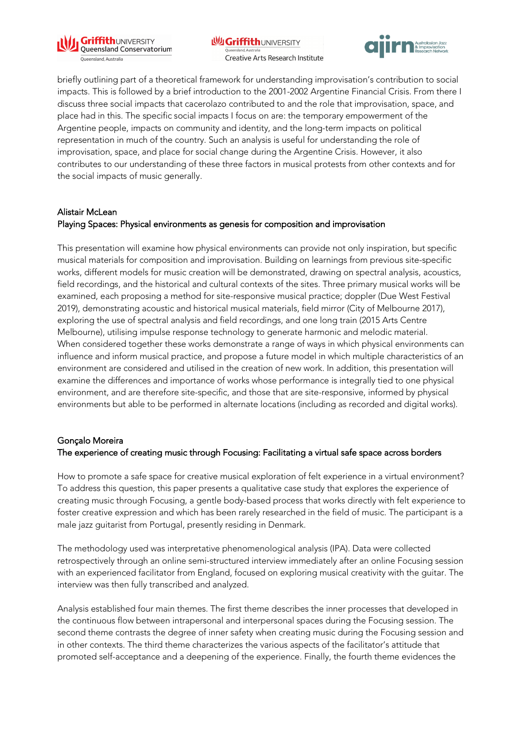briefly outlining part of a theoretical framework for understanding improvisation's contribution to social impacts. This is followed by a brief introduction to the 2001-2002 Argentine Financial Crisis. From there I discuss three social impacts that cacerolazo contributed to and the role that improvisation, space, and place had in this. The specific social impacts I focus on are: the temporary empowerment of the Argentine people, impacts on community and identity, and the long-term impacts on political representation in much of the country. Such an analysis is useful for understanding the role of improvisation, space, and place for social change during the Argentine Crisis. However, it also contributes to our understanding of these three factors in musical protests from other contexts and for the social impacts of music generally.

Alistair McLean
Playing Spaces: Physical environments as genesis for composition and improvisation

This presentation will examine how physical environments can provide not only inspiration, but specific musical materials for composition and improvisation. Building on learnings from previous site-specific works, different models for music creation will be demonstrated, drawing on spectral analysis, acoustics, field recordings, and the historical and cultural contexts of the sites. Three primary musical works will be examined, each proposing a method for site-responsive musical practice; doppler (Due West Festival 2019), demonstrating acoustic and historical musical materials, field mirror (City of Melbourne 2017), exploring the use of spectral analysis and field recordings, and one long train (2015 Arts Centre Melbourne), utilising impulse response technology to generate harmonic and melodic material. When considered together these works demonstrate a range of ways in which physical environments can influence and inform musical practice, and propose a future model in which multiple characteristics of an environment are considered and utilised in the creation of new work. In addition, this presentation will examine the differences and importance of works whose performance is integrally tied to one physical environment, and are therefore site-specific, and those that are site-responsive, informed by physical environments but able to be performed in alternate locations (including as recorded and digital works).

Gonçalo Moreira
The experience of creating music through Focusing: Facilitating a virtual safe space across borders

How to promote a safe space for creative musical exploration of felt experience in a virtual environment? To address this question, this paper presents a qualitative case study that explores the experience of creating music through Focusing, a gentle body-based process that works directly with felt experience to foster creative expression and which has been rarely researched in the field of music. The participant is a male jazz guitarist from Portugal, presently residing in Denmark.

The methodology used was interpretative phenomenological analysis (IPA). Data were collected retrospectively through an online semi-structured interview immediately after an online Focusing session with an experienced facilitator from England, focused on exploring musical creativity with the guitar. The interview was then fully transcribed and analyzed.

Analysis established four main themes. The first theme describes the inner processes that developed in the continuous flow between intrapersonal and interpersonal spaces during the Focusing session. The second theme contrasts the degree of inner safety when creating music during the Focusing session and in other contexts. The third theme characterizes the various aspects of the facilitator's attitude that promoted self-acceptance and a deepening of the experience. Finally, the fourth theme evidences the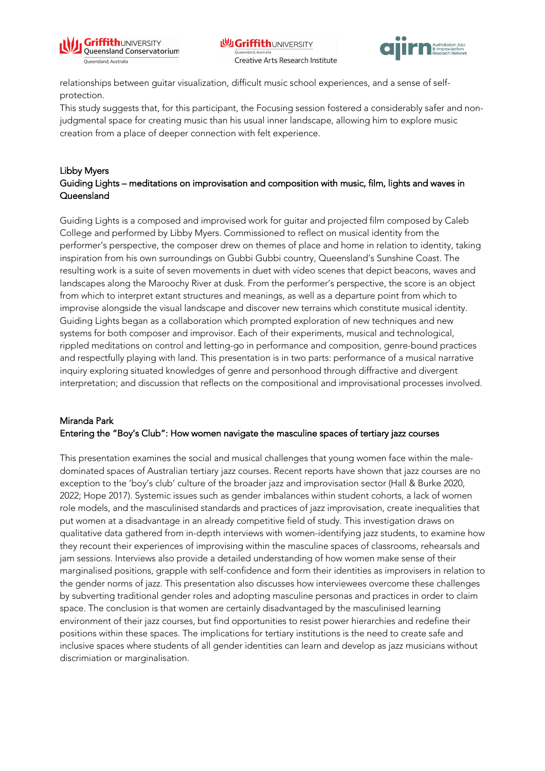relationships between guitar visualization, difficult music school experiences, and a sense of self-protection.

This study suggests that, for this participant, the Focusing session fostered a considerably safer and non-judgmental space for creating music than his usual inner landscape, allowing him to explore music creation from a place of deeper connection with felt experience.

### Libby Myers

### Guiding Lights – meditations on improvisation and composition with music, film, lights and waves in Queensland

Guiding Lights is a composed and improvised work for guitar and projected film composed by Caleb College and performed by Libby Myers. Commissioned to reflect on musical identity from the performer's perspective, the composer drew on themes of place and home in relation to identity, taking inspiration from his own surroundings on Gubbi Gubbi country, Queensland's Sunshine Coast. The resulting work is a suite of seven movements in duet with video scenes that depict beacons, waves and landscapes along the Maroochy River at dusk. From the performer's perspective, the score is an object from which to interpret extant structures and meanings, as well as a departure point from which to improvise alongside the visual landscape and discover new terrains which constitute musical identity. Guiding Lights began as a collaboration which prompted exploration of new techniques and new systems for both composer and improvisor. Each of their experiments, musical and technological, rippled meditations on control and letting-go in performance and composition, genre-bound practices and respectfully playing with land. This presentation is in two parts: performance of a musical narrative inquiry exploring situated knowledges of genre and personhood through diffractive and divergent interpretation; and discussion that reflects on the compositional and improvisational processes involved.

### Miranda Park

### Entering the "Boy's Club": How women navigate the masculine spaces of tertiary jazz courses

This presentation examines the social and musical challenges that young women face within the male-dominated spaces of Australian tertiary jazz courses. Recent reports have shown that jazz courses are no exception to the 'boy's club' culture of the broader jazz and improvisation sector (Hall & Burke 2020, 2022; Hope 2017). Systemic issues such as gender imbalances within student cohorts, a lack of women role models, and the masculinised standards and practices of jazz improvisation, create inequalities that put women at a disadvantage in an already competitive field of study. This investigation draws on qualitative data gathered from in-depth interviews with women-identifying jazz students, to examine how they recount their experiences of improvising within the masculine spaces of classrooms, rehearsals and jam sessions. Interviews also provide a detailed understanding of how women make sense of their marginalised positions, grapple with self-confidence and form their identities as improvisers in relation to the gender norms of jazz. This presentation also discusses how interviewees overcome these challenges by subverting traditional gender roles and adopting masculine personas and practices in order to claim space. The conclusion is that women are certainly disadvantaged by the masculinised learning environment of their jazz courses, but find opportunities to resist power hierarchies and redefine their positions within these spaces. The implications for tertiary institutions is the need to create safe and inclusive spaces where students of all gender identities can learn and develop as jazz musicians without discrimiation or marginalisation.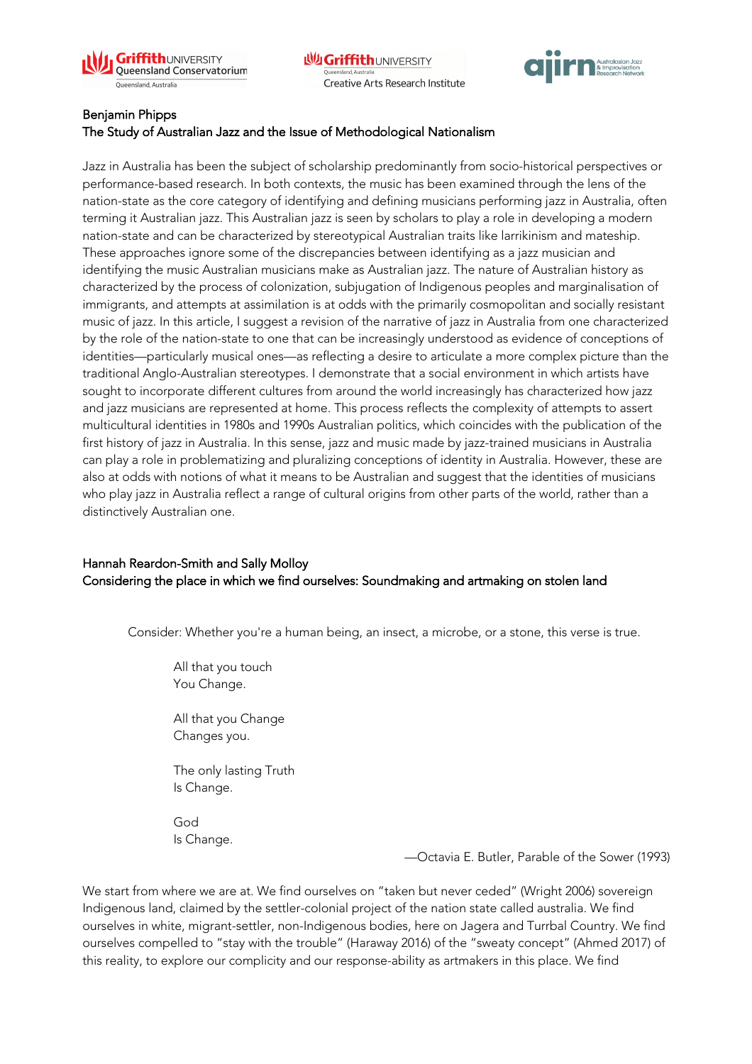**Benjamin Phipps**
**The Study of Australian Jazz and the Issue of Methodological Nationalism**

Jazz in Australia has been the subject of scholarship predominantly from socio-historical perspectives or performance-based research. In both contexts, the music has been examined through the lens of the nation-state as the core category of identifying and defining musicians performing jazz in Australia, often terming it Australian jazz. This Australian jazz is seen by scholars to play a role in developing a modern nation-state and can be characterized by stereotypical Australian traits like larrikinism and mateship. These approaches ignore some of the discrepancies between identifying as a jazz musician and identifying the music Australian musicians make as Australian jazz. The nature of Australian history as characterized by the process of colonization, subjugation of Indigenous peoples and marginalisation of immigrants, and attempts at assimilation is at odds with the primarily cosmopolitan and socially resistant music of jazz. In this article, I suggest a revision of the narrative of jazz in Australia from one characterized by the role of the nation-state to one that can be increasingly understood as evidence of conceptions of identities—particularly musical ones—as reflecting a desire to articulate a more complex picture than the traditional Anglo-Australian stereotypes. I demonstrate that a social environment in which artists have sought to incorporate different cultures from around the world increasingly has characterized how jazz and jazz musicians are represented at home. This process reflects the complexity of attempts to assert multicultural identities in 1980s and 1990s Australian politics, which coincides with the publication of the first history of jazz in Australia. In this sense, jazz and music made by jazz-trained musicians in Australia can play a role in problematizing and pluralizing conceptions of identity in Australia. However, these are also at odds with notions of what it means to be Australian and suggest that the identities of musicians who play jazz in Australia reflect a range of cultural origins from other parts of the world, rather than a distinctively Australian one.

**Hannah Reardon-Smith and Sally Molloy**
**Considering the place in which we find ourselves: Soundmaking and artmaking on stolen land**

> Consider: Whether you're a human being, an insect, a microbe, or a stone, this verse is true.
>
> All that you touch
> You Change.
>
> All that you Change
> Changes you.
>
> The only lasting Truth
> Is Change.
>
> God
> Is Change.
>
> —Octavia E. Butler, Parable of the Sower (1993)

We start from where we are at. We find ourselves on "taken but never ceded" (Wright 2006) sovereign Indigenous land, claimed by the settler-colonial project of the nation state called australia. We find ourselves in white, migrant-settler, non-Indigenous bodies, here on Jagera and Turrbal Country. We find ourselves compelled to "stay with the trouble" (Haraway 2016) of the "sweaty concept" (Ahmed 2017) of this reality, to explore our complicity and our response-ability as artmakers in this place. We find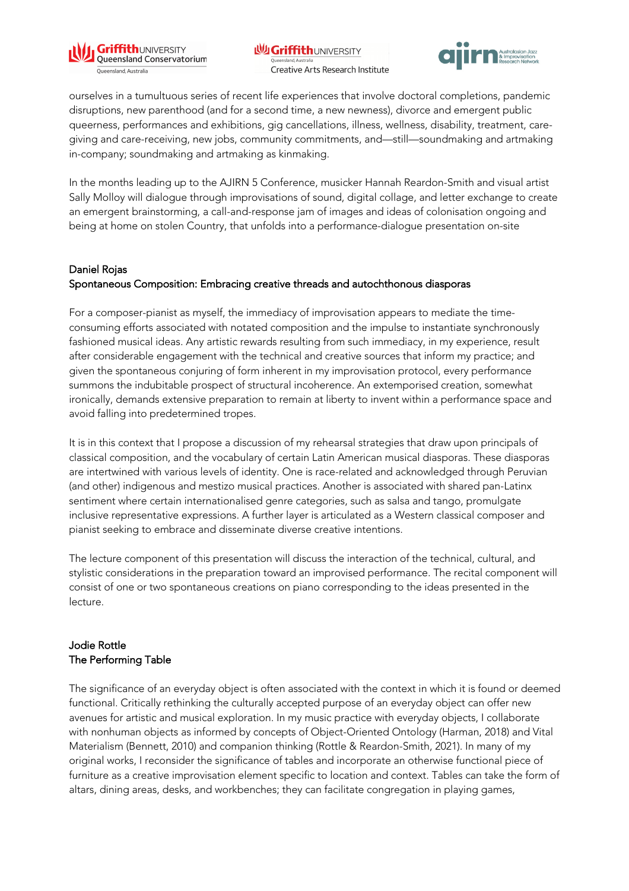ourselves in a tumultuous series of recent life experiences that involve doctoral completions, pandemic disruptions, new parenthood (and for a second time, a new newness), divorce and emergent public queerness, performances and exhibitions, gig cancellations, illness, wellness, disability, treatment, care-giving and care-receiving, new jobs, community commitments, and—still—soundmaking and artmaking in-company; soundmaking and artmaking as kinmaking.

In the months leading up to the AJIRN 5 Conference, musicker Hannah Reardon-Smith and visual artist Sally Molloy will dialogue through improvisations of sound, digital collage, and letter exchange to create an emergent brainstorming, a call-and-response jam of images and ideas of colonisation ongoing and being at home on stolen Country, that unfolds into a performance-dialogue presentation on-site

### Daniel Rojas
### Spontaneous Composition: Embracing creative threads and autochthonous diasporas

For a composer-pianist as myself, the immediacy of improvisation appears to mediate the time-consuming efforts associated with notated composition and the impulse to instantiate synchronously fashioned musical ideas. Any artistic rewards resulting from such immediacy, in my experience, result after considerable engagement with the technical and creative sources that inform my practice; and given the spontaneous conjuring of form inherent in my improvisation protocol, every performance summons the indubitable prospect of structural incoherence. An extemporised creation, somewhat ironically, demands extensive preparation to remain at liberty to invent within a performance space and avoid falling into predetermined tropes.

It is in this context that I propose a discussion of my rehearsal strategies that draw upon principals of classical composition, and the vocabulary of certain Latin American musical diasporas. These diasporas are intertwined with various levels of identity. One is race-related and acknowledged through Peruvian (and other) indigenous and mestizo musical practices. Another is associated with shared pan-Latinx sentiment where certain internationalised genre categories, such as salsa and tango, promulgate inclusive representative expressions. A further layer is articulated as a Western classical composer and pianist seeking to embrace and disseminate diverse creative intentions.

The lecture component of this presentation will discuss the interaction of the technical, cultural, and stylistic considerations in the preparation toward an improvised performance. The recital component will consist of one or two spontaneous creations on piano corresponding to the ideas presented in the lecture.

### Jodie Rottle
### The Performing Table

The significance of an everyday object is often associated with the context in which it is found or deemed functional. Critically rethinking the culturally accepted purpose of an everyday object can offer new avenues for artistic and musical exploration. In my music practice with everyday objects, I collaborate with nonhuman objects as informed by concepts of Object-Oriented Ontology (Harman, 2018) and Vital Materialism (Bennett, 2010) and companion thinking (Rottle & Reardon-Smith, 2021). In many of my original works, I reconsider the significance of tables and incorporate an otherwise functional piece of furniture as a creative improvisation element specific to location and context. Tables can take the form of altars, dining areas, desks, and workbenches; they can facilitate congregation in playing games,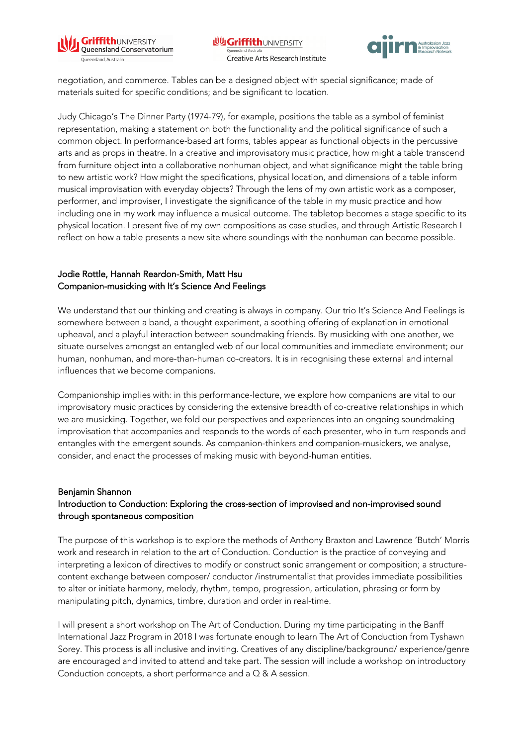negotiation, and commerce. Tables can be a designed object with special significance; made of materials suited for specific conditions; and be significant to location.

Judy Chicago's The Dinner Party (1974-79), for example, positions the table as a symbol of feminist representation, making a statement on both the functionality and the political significance of such a common object. In performance-based art forms, tables appear as functional objects in the percussive arts and as props in theatre. In a creative and improvisatory music practice, how might a table transcend from furniture object into a collaborative nonhuman object, and what significance might the table bring to new artistic work? How might the specifications, physical location, and dimensions of a table inform musical improvisation with everyday objects? Through the lens of my own artistic work as a composer, performer, and improviser, I investigate the significance of the table in my music practice and how including one in my work may influence a musical outcome. The tabletop becomes a stage specific to its physical location. I present five of my own compositions as case studies, and through Artistic Research I reflect on how a table presents a new site where soundings with the nonhuman can become possible.

### Jodie Rottle, Hannah Reardon-Smith, Matt Hsu
### Companion-musicking with It's Science And Feelings

We understand that our thinking and creating is always in company. Our trio It's Science And Feelings is somewhere between a band, a thought experiment, a soothing offering of explanation in emotional upheaval, and a playful interaction between soundmaking friends. By musicking with one another, we situate ourselves amongst an entangled web of our local communities and immediate environment; our human, nonhuman, and more-than-human co-creators. It is in recognising these external and internal influences that we become companions.

Companionship implies with: in this performance-lecture, we explore how companions are vital to our improvisatory music practices by considering the extensive breadth of co-creative relationships in which we are musicking. Together, we fold our perspectives and experiences into an ongoing soundmaking improvisation that accompanies and responds to the words of each presenter, who in turn responds and entangles with the emergent sounds. As companion-thinkers and companion-musickers, we analyse, consider, and enact the processes of making music with beyond-human entities.

### Benjamin Shannon
### Introduction to Conduction: Exploring the cross-section of improvised and non-improvised sound through spontaneous composition

The purpose of this workshop is to explore the methods of Anthony Braxton and Lawrence 'Butch' Morris work and research in relation to the art of Conduction. Conduction is the practice of conveying and interpreting a lexicon of directives to modify or construct sonic arrangement or composition; a structure-content exchange between composer/ conductor /instrumentalist that provides immediate possibilities to alter or initiate harmony, melody, rhythm, tempo, progression, articulation, phrasing or form by manipulating pitch, dynamics, timbre, duration and order in real-time.

I will present a short workshop on The Art of Conduction. During my time participating in the Banff International Jazz Program in 2018 I was fortunate enough to learn The Art of Conduction from Tyshawn Sorey. This process is all inclusive and inviting. Creatives of any discipline/background/ experience/genre are encouraged and invited to attend and take part. The session will include a workshop on introductory Conduction concepts, a short performance and a Q & A session.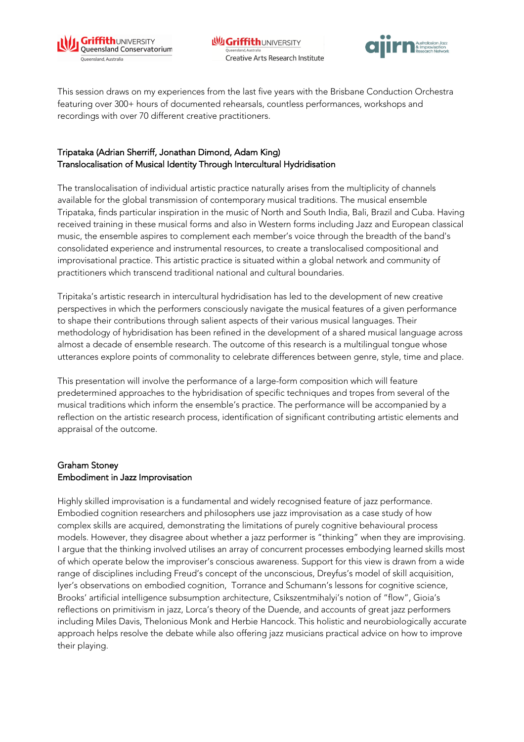This session draws on my experiences from the last five years with the Brisbane Conduction Orchestra featuring over 300+ hours of documented rehearsals, countless performances, workshops and recordings with over 70 different creative practitioners.

### Tripataka (Adrian Sherriff, Jonathan Dimond, Adam King)
### Translocalisation of Musical Identity Through Intercultural Hydridisation

The translocalisation of individual artistic practice naturally arises from the multiplicity of channels available for the global transmission of contemporary musical traditions. The musical ensemble Tripataka, finds particular inspiration in the music of North and South India, Bali, Brazil and Cuba. Having received training in these musical forms and also in Western forms including Jazz and European classical music, the ensemble aspires to complement each member's voice through the breadth of the band's consolidated experience and instrumental resources, to create a translocalised compositional and improvisational practice. This artistic practice is situated within a global network and community of practitioners which transcend traditional national and cultural boundaries.

Tripitaka's artistic research in intercultural hydridisation has led to the development of new creative perspectives in which the performers consciously navigate the musical features of a given performance to shape their contributions through salient aspects of their various musical languages. Their methodology of hybridisation has been refined in the development of a shared musical language across almost a decade of ensemble research. The outcome of this research is a multilingual tongue whose utterances explore points of commonality to celebrate differences between genre, style, time and place.

This presentation will involve the performance of a large-form composition which will feature predetermined approaches to the hybridisation of specific techniques and tropes from several of the musical traditions which inform the ensemble's practice. The performance will be accompanied by a reflection on the artistic research process, identification of significant contributing artistic elements and appraisal of the outcome.

### Graham Stoney
### Embodiment in Jazz Improvisation

Highly skilled improvisation is a fundamental and widely recognised feature of jazz performance. Embodied cognition researchers and philosophers use jazz improvisation as a case study of how complex skills are acquired, demonstrating the limitations of purely cognitive behavioural process models. However, they disagree about whether a jazz performer is "thinking" when they are improvising. I argue that the thinking involved utilises an array of concurrent processes embodying learned skills most of which operate below the improviser's conscious awareness. Support for this view is drawn from a wide range of disciplines including Freud's concept of the unconscious, Dreyfus's model of skill acquisition, Iyer's observations on embodied cognition, Torrance and Schumann's lessons for cognitive science, Brooks' artificial intelligence subsumption architecture, Csikszentmihalyi's notion of "flow", Gioia's reflections on primitivism in jazz, Lorca's theory of the Duende, and accounts of great jazz performers including Miles Davis, Thelonious Monk and Herbie Hancock. This holistic and neurobiologically accurate approach helps resolve the debate while also offering jazz musicians practical advice on how to improve their playing.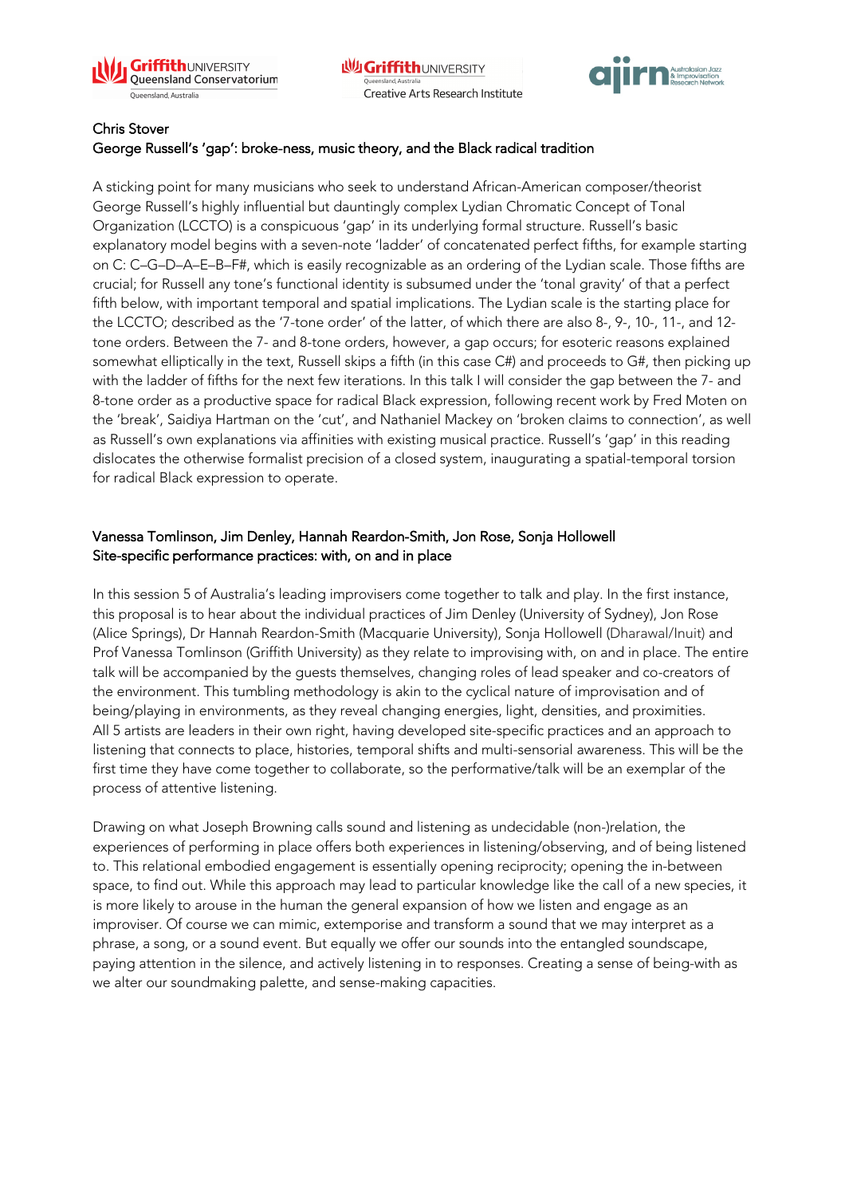## Chris Stover
### George Russell's 'gap': broke-ness, music theory, and the Black radical tradition

A sticking point for many musicians who seek to understand African-American composer/theorist George Russell's highly influential but dauntingly complex Lydian Chromatic Concept of Tonal Organization (LCCTO) is a conspicuous 'gap' in its underlying formal structure. Russell's basic explanatory model begins with a seven-note 'ladder' of concatenated perfect fifths, for example starting on C: C–G–D–A–E–B–F#, which is easily recognizable as an ordering of the Lydian scale. Those fifths are crucial; for Russell any tone's functional identity is subsumed under the 'tonal gravity' of that a perfect fifth below, with important temporal and spatial implications. The Lydian scale is the starting place for the LCCTO; described as the '7-tone order' of the latter, of which there are also 8-, 9-, 10-, 11-, and 12-tone orders. Between the 7- and 8-tone orders, however, a gap occurs; for esoteric reasons explained somewhat elliptically in the text, Russell skips a fifth (in this case C#) and proceeds to G#, then picking up with the ladder of fifths for the next few iterations. In this talk I will consider the gap between the 7- and 8-tone order as a productive space for radical Black expression, following recent work by Fred Moten on the 'break', Saidiya Hartman on the 'cut', and Nathaniel Mackey on 'broken claims to connection', as well as Russell's own explanations via affinities with existing musical practice. Russell's 'gap' in this reading dislocates the otherwise formalist precision of a closed system, inaugurating a spatial-temporal torsion for radical Black expression to operate.

## Vanessa Tomlinson, Jim Denley, Hannah Reardon-Smith, Jon Rose, Sonja Hollowell
### Site-specific performance practices: with, on and in place

In this session 5 of Australia's leading improvisers come together to talk and play. In the first instance, this proposal is to hear about the individual practices of Jim Denley (University of Sydney), Jon Rose (Alice Springs), Dr Hannah Reardon-Smith (Macquarie University), Sonja Hollowell (Dharawal/Inuit) and Prof Vanessa Tomlinson (Griffith University) as they relate to improvising with, on and in place. The entire talk will be accompanied by the guests themselves, changing roles of lead speaker and co-creators of the environment. This tumbling methodology is akin to the cyclical nature of improvisation and of being/playing in environments, as they reveal changing energies, light, densities, and proximities. All 5 artists are leaders in their own right, having developed site-specific practices and an approach to listening that connects to place, histories, temporal shifts and multi-sensorial awareness. This will be the first time they have come together to collaborate, so the performative/talk will be an exemplar of the process of attentive listening.

Drawing on what Joseph Browning calls sound and listening as undecidable (non-)relation, the experiences of performing in place offers both experiences in listening/observing, and of being listened to. This relational embodied engagement is essentially opening reciprocity; opening the in-between space, to find out. While this approach may lead to particular knowledge like the call of a new species, it is more likely to arouse in the human the general expansion of how we listen and engage as an improviser. Of course we can mimic, extemporise and transform a sound that we may interpret as a phrase, a song, or a sound event. But equally we offer our sounds into the entangled soundscape, paying attention in the silence, and actively listening in to responses. Creating a sense of being-with as we alter our soundmaking palette, and sense-making capacities.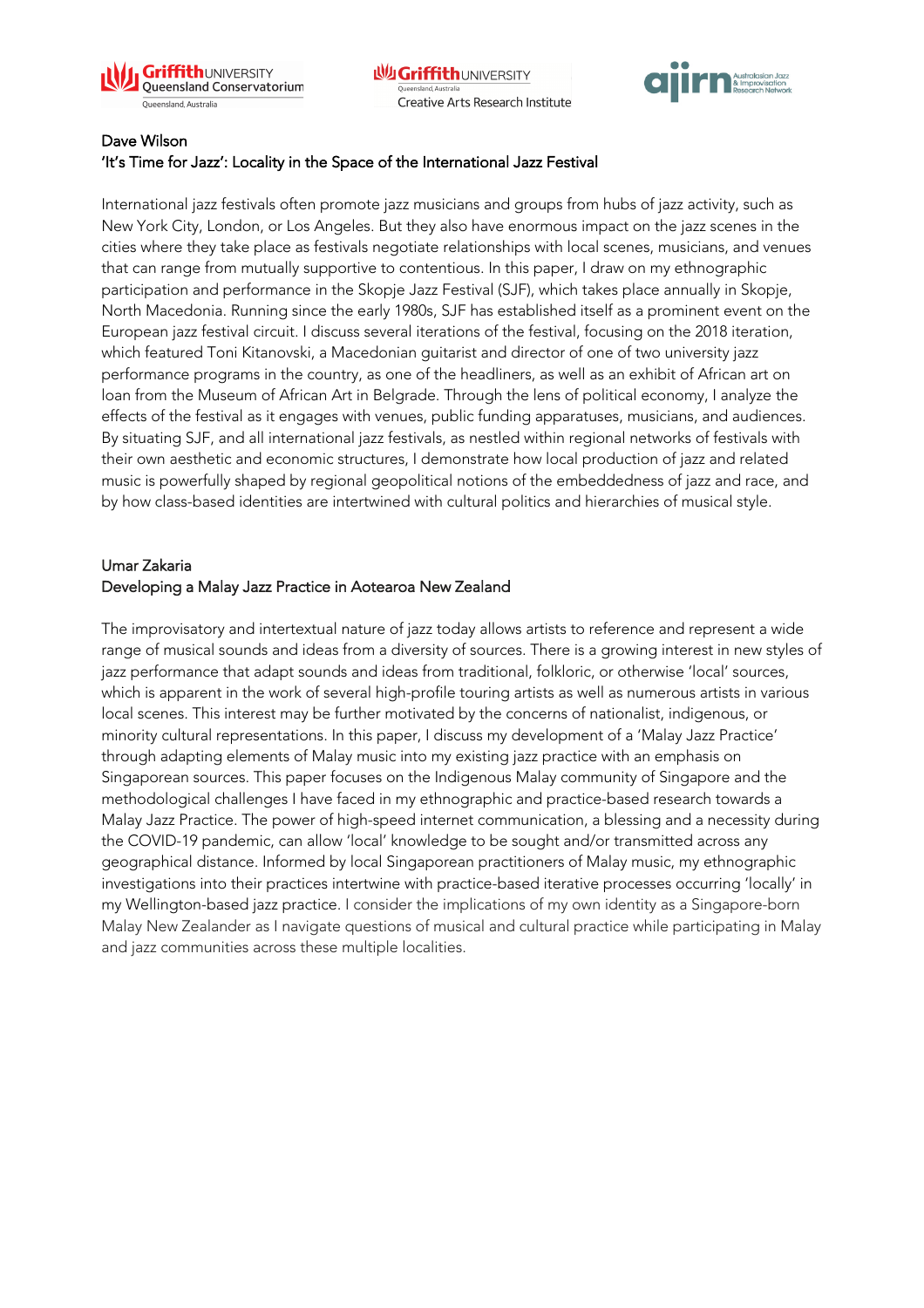Dave Wilson

'It's Time for Jazz': Locality in the Space of the International Jazz Festival

International jazz festivals often promote jazz musicians and groups from hubs of jazz activity, such as New York City, London, or Los Angeles. But they also have enormous impact on the jazz scenes in the cities where they take place as festivals negotiate relationships with local scenes, musicians, and venues that can range from mutually supportive to contentious. In this paper, I draw on my ethnographic participation and performance in the Skopje Jazz Festival (SJF), which takes place annually in Skopje, North Macedonia. Running since the early 1980s, SJF has established itself as a prominent event on the European jazz festival circuit. I discuss several iterations of the festival, focusing on the 2018 iteration, which featured Toni Kitanovski, a Macedonian guitarist and director of one of two university jazz performance programs in the country, as one of the headliners, as well as an exhibit of African art on loan from the Museum of African Art in Belgrade. Through the lens of political economy, I analyze the effects of the festival as it engages with venues, public funding apparatuses, musicians, and audiences. By situating SJF, and all international jazz festivals, as nestled within regional networks of festivals with their own aesthetic and economic structures, I demonstrate how local production of jazz and related music is powerfully shaped by regional geopolitical notions of the embeddedness of jazz and race, and by how class-based identities are intertwined with cultural politics and hierarchies of musical style.

Umar Zakaria

Developing a Malay Jazz Practice in Aotearoa New Zealand

The improvisatory and intertextual nature of jazz today allows artists to reference and represent a wide range of musical sounds and ideas from a diversity of sources. There is a growing interest in new styles of jazz performance that adapt sounds and ideas from traditional, folkloric, or otherwise 'local' sources, which is apparent in the work of several high-profile touring artists as well as numerous artists in various local scenes. This interest may be further motivated by the concerns of nationalist, indigenous, or minority cultural representations. In this paper, I discuss my development of a 'Malay Jazz Practice' through adapting elements of Malay music into my existing jazz practice with an emphasis on Singaporean sources. This paper focuses on the Indigenous Malay community of Singapore and the methodological challenges I have faced in my ethnographic and practice-based research towards a Malay Jazz Practice. The power of high-speed internet communication, a blessing and a necessity during the COVID-19 pandemic, can allow 'local' knowledge to be sought and/or transmitted across any geographical distance. Informed by local Singaporean practitioners of Malay music, my ethnographic investigations into their practices intertwine with practice-based iterative processes occurring 'locally' in my Wellington-based jazz practice. I consider the implications of my own identity as a Singapore-born Malay New Zealander as I navigate questions of musical and cultural practice while participating in Malay and jazz communities across these multiple localities.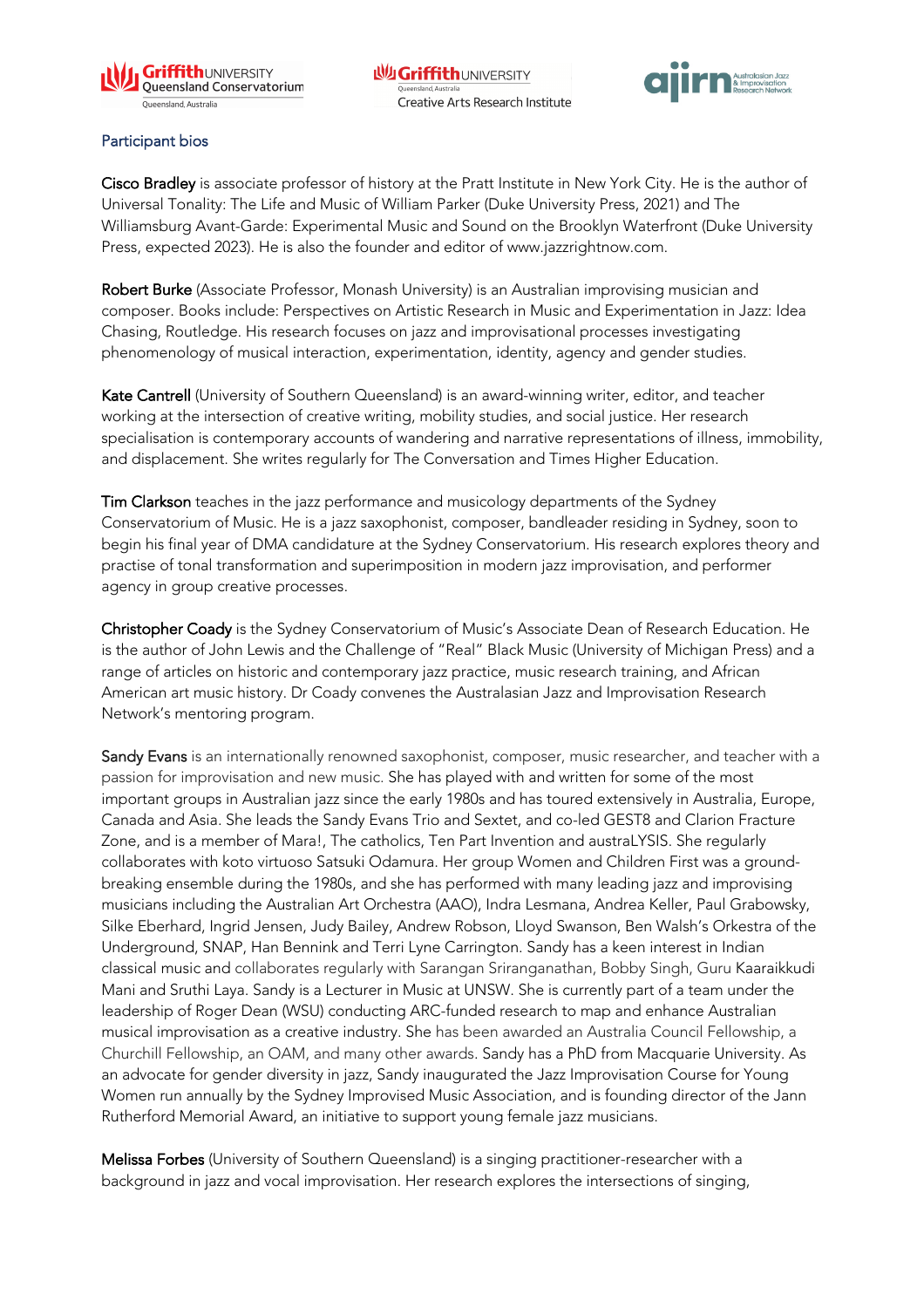Participant bios

**Cisco Bradley** is associate professor of history at the Pratt Institute in New York City. He is the author of Universal Tonality: The Life and Music of William Parker (Duke University Press, 2021) and The Williamsburg Avant-Garde: Experimental Music and Sound on the Brooklyn Waterfront (Duke University Press, expected 2023). He is also the founder and editor of www.jazzrightnow.com.

**Robert Burke** (Associate Professor, Monash University) is an Australian improvising musician and composer. Books include: Perspectives on Artistic Research in Music and Experimentation in Jazz: Idea Chasing, Routledge. His research focuses on jazz and improvisational processes investigating phenomenology of musical interaction, experimentation, identity, agency and gender studies.

**Kate Cantrell** (University of Southern Queensland) is an award-winning writer, editor, and teacher working at the intersection of creative writing, mobility studies, and social justice. Her research specialisation is contemporary accounts of wandering and narrative representations of illness, immobility, and displacement. She writes regularly for The Conversation and Times Higher Education.

**Tim Clarkson** teaches in the jazz performance and musicology departments of the Sydney Conservatorium of Music. He is a jazz saxophonist, composer, bandleader residing in Sydney, soon to begin his final year of DMA candidature at the Sydney Conservatorium. His research explores theory and practise of tonal transformation and superimposition in modern jazz improvisation, and performer agency in group creative processes.

**Christopher Coady** is the Sydney Conservatorium of Music's Associate Dean of Research Education. He is the author of John Lewis and the Challenge of "Real" Black Music (University of Michigan Press) and a range of articles on historic and contemporary jazz practice, music research training, and African American art music history. Dr Coady convenes the Australasian Jazz and Improvisation Research Network's mentoring program.

**Sandy Evans** is an internationally renowned saxophonist, composer, music researcher, and teacher with a passion for improvisation and new music. She has played with and written for some of the most important groups in Australian jazz since the early 1980s and has toured extensively in Australia, Europe, Canada and Asia. She leads the Sandy Evans Trio and Sextet, and co-led GEST8 and Clarion Fracture Zone, and is a member of Mara!, The catholics, Ten Part Invention and austraLYSIS. She regularly collaborates with koto virtuoso Satsuki Odamura. Her group Women and Children First was a ground-breaking ensemble during the 1980s, and she has performed with many leading jazz and improvising musicians including the Australian Art Orchestra (AAO), Indra Lesmana, Andrea Keller, Paul Grabowsky, Silke Eberhard, Ingrid Jensen, Judy Bailey, Andrew Robson, Lloyd Swanson, Ben Walsh's Orkestra of the Underground, SNAP, Han Bennink and Terri Lyne Carrington. Sandy has a keen interest in Indian classical music and collaborates regularly with Sarangan Sriranganathan, Bobby Singh, Guru Kaaraikkudi Mani and Sruthi Laya. Sandy is a Lecturer in Music at UNSW. She is currently part of a team under the leadership of Roger Dean (WSU) conducting ARC-funded research to map and enhance Australian musical improvisation as a creative industry. She has been awarded an Australia Council Fellowship, a Churchill Fellowship, an OAM, and many other awards. Sandy has a PhD from Macquarie University. As an advocate for gender diversity in jazz, Sandy inaugurated the Jazz Improvisation Course for Young Women run annually by the Sydney Improvised Music Association, and is founding director of the Jann Rutherford Memorial Award, an initiative to support young female jazz musicians.

**Melissa Forbes** (University of Southern Queensland) is a singing practitioner-researcher with a background in jazz and vocal improvisation. Her research explores the intersections of singing,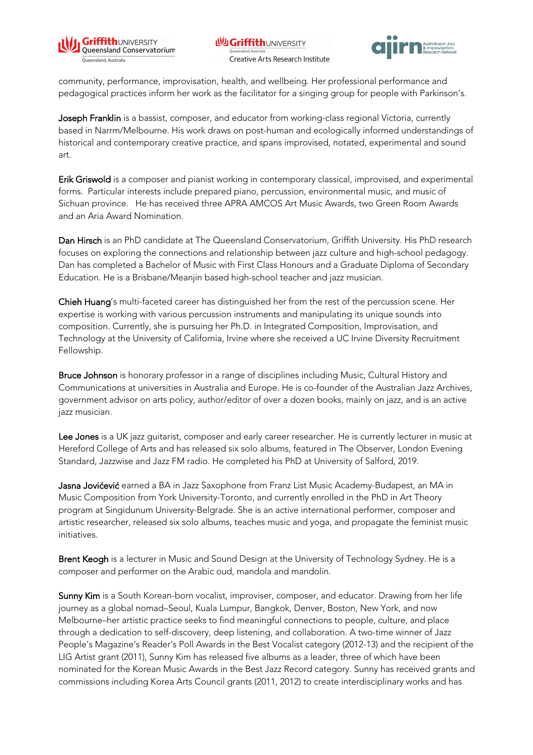community, performance, improvisation, health, and wellbeing. Her professional performance and pedagogical practices inform her work as the facilitator for a singing group for people with Parkinson's.

Joseph Franklin is a bassist, composer, and educator from working-class regional Victoria, currently based in Narrm/Melbourne. His work draws on post-human and ecologically informed understandings of historical and contemporary creative practice, and spans improvised, notated, experimental and sound art.

Erik Griswold is a composer and pianist working in contemporary classical, improvised, and experimental forms. Particular interests include prepared piano, percussion, environmental music, and music of Sichuan province. He has received three APRA AMCOS Art Music Awards, two Green Room Awards and an Aria Award Nomination.

Dan Hirsch is an PhD candidate at The Queensland Conservatorium, Griffith University. His PhD research focuses on exploring the connections and relationship between jazz culture and high-school pedagogy. Dan has completed a Bachelor of Music with First Class Honours and a Graduate Diploma of Secondary Education. He is a Brisbane/Meanjin based high-school teacher and jazz musician.

Chieh Huang's multi-faceted career has distinguished her from the rest of the percussion scene. Her expertise is working with various percussion instruments and manipulating its unique sounds into composition. Currently, she is pursuing her Ph.D. in Integrated Composition, Improvisation, and Technology at the University of California, Irvine where she received a UC Irvine Diversity Recruitment Fellowship.

Bruce Johnson is honorary professor in a range of disciplines including Music, Cultural History and Communications at universities in Australia and Europe. He is co-founder of the Australian Jazz Archives, government advisor on arts policy, author/editor of over a dozen books, mainly on jazz, and is an active jazz musician.

Lee Jones is a UK jazz guitarist, composer and early career researcher. He is currently lecturer in music at Hereford College of Arts and has released six solo albums, featured in The Observer, London Evening Standard, Jazzwise and Jazz FM radio. He completed his PhD at University of Salford, 2019.

Jasna Jovićević earned a BA in Jazz Saxophone from Franz List Music Academy-Budapest, an MA in Music Composition from York University-Toronto, and currently enrolled in the PhD in Art Theory program at Singidunum University-Belgrade. She is an active international performer, composer and artistic researcher, released six solo albums, teaches music and yoga, and propagate the feminist music initiatives.

Brent Keogh is a lecturer in Music and Sound Design at the University of Technology Sydney. He is a composer and performer on the Arabic oud, mandola and mandolin.

Sunny Kim is a South Korean-born vocalist, improviser, composer, and educator. Drawing from her life journey as a global nomad–Seoul, Kuala Lumpur, Bangkok, Denver, Boston, New York, and now Melbourne–her artistic practice seeks to find meaningful connections to people, culture, and place through a dedication to self-discovery, deep listening, and collaboration. A two-time winner of Jazz People's Magazine's Reader's Poll Awards in the Best Vocalist category (2012-13) and the recipient of the LIG Artist grant (2011), Sunny Kim has released five albums as a leader, three of which have been nominated for the Korean Music Awards in the Best Jazz Record category. Sunny has received grants and commissions including Korea Arts Council grants (2011, 2012) to create interdisciplinary works and has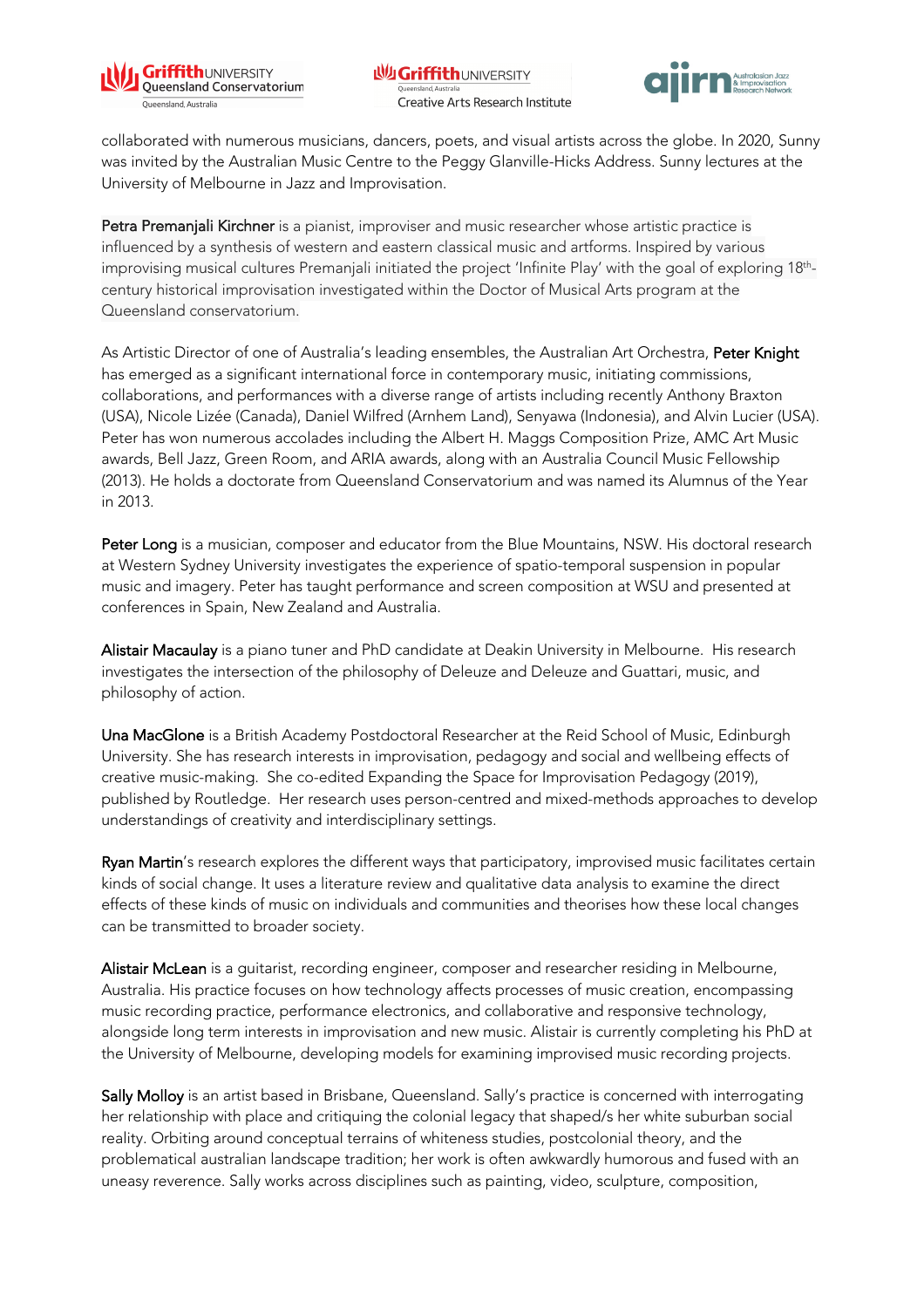collaborated with numerous musicians, dancers, poets, and visual artists across the globe. In 2020, Sunny was invited by the Australian Music Centre to the Peggy Glanville-Hicks Address. Sunny lectures at the University of Melbourne in Jazz and Improvisation.

Petra Premanjali Kirchner is a pianist, improviser and music researcher whose artistic practice is influenced by a synthesis of western and eastern classical music and artforms. Inspired by various improvising musical cultures Premanjali initiated the project 'Infinite Play' with the goal of exploring 18th-century historical improvisation investigated within the Doctor of Musical Arts program at the Queensland conservatorium.

As Artistic Director of one of Australia's leading ensembles, the Australian Art Orchestra, Peter Knight has emerged as a significant international force in contemporary music, initiating commissions, collaborations, and performances with a diverse range of artists including recently Anthony Braxton (USA), Nicole Lizée (Canada), Daniel Wilfred (Arnhem Land), Senyawa (Indonesia), and Alvin Lucier (USA). Peter has won numerous accolades including the Albert H. Maggs Composition Prize, AMC Art Music awards, Bell Jazz, Green Room, and ARIA awards, along with an Australia Council Music Fellowship (2013). He holds a doctorate from Queensland Conservatorium and was named its Alumnus of the Year in 2013.

Peter Long is a musician, composer and educator from the Blue Mountains, NSW. His doctoral research at Western Sydney University investigates the experience of spatio-temporal suspension in popular music and imagery. Peter has taught performance and screen composition at WSU and presented at conferences in Spain, New Zealand and Australia.

Alistair Macaulay is a piano tuner and PhD candidate at Deakin University in Melbourne. His research investigates the intersection of the philosophy of Deleuze and Deleuze and Guattari, music, and philosophy of action.

Una MacGlone is a British Academy Postdoctoral Researcher at the Reid School of Music, Edinburgh University. She has research interests in improvisation, pedagogy and social and wellbeing effects of creative music-making. She co-edited Expanding the Space for Improvisation Pedagogy (2019), published by Routledge. Her research uses person-centred and mixed-methods approaches to develop understandings of creativity and interdisciplinary settings.

Ryan Martin's research explores the different ways that participatory, improvised music facilitates certain kinds of social change. It uses a literature review and qualitative data analysis to examine the direct effects of these kinds of music on individuals and communities and theorises how these local changes can be transmitted to broader society.

Alistair McLean is a guitarist, recording engineer, composer and researcher residing in Melbourne, Australia. His practice focuses on how technology affects processes of music creation, encompassing music recording practice, performance electronics, and collaborative and responsive technology, alongside long term interests in improvisation and new music. Alistair is currently completing his PhD at the University of Melbourne, developing models for examining improvised music recording projects.

Sally Molloy is an artist based in Brisbane, Queensland. Sally's practice is concerned with interrogating her relationship with place and critiquing the colonial legacy that shaped/s her white suburban social reality. Orbiting around conceptual terrains of whiteness studies, postcolonial theory, and the problematical australian landscape tradition; her work is often awkwardly humorous and fused with an uneasy reverence. Sally works across disciplines such as painting, video, sculpture, composition,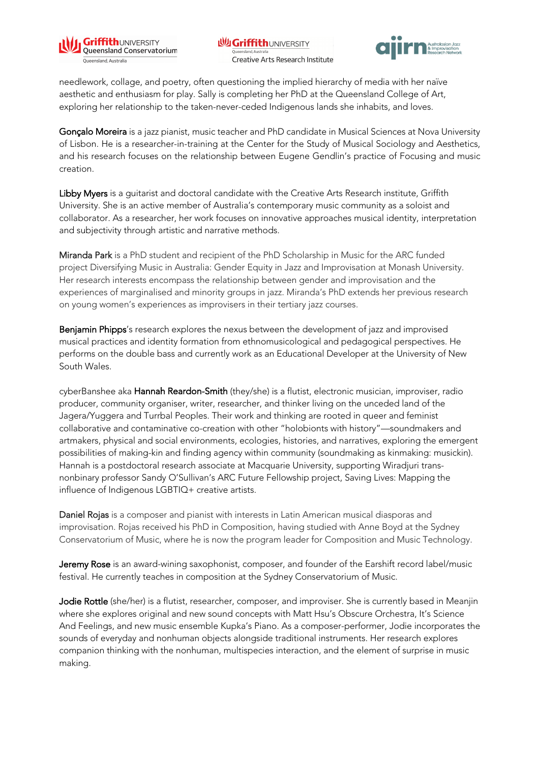needlework, collage, and poetry, often questioning the implied hierarchy of media with her naïve aesthetic and enthusiasm for play. Sally is completing her PhD at the Queensland College of Art, exploring her relationship to the taken-never-ceded Indigenous lands she inhabits, and loves.

**Gonçalo Moreira** is a jazz pianist, music teacher and PhD candidate in Musical Sciences at Nova University of Lisbon. He is a researcher-in-training at the Center for the Study of Musical Sociology and Aesthetics, and his research focuses on the relationship between Eugene Gendlin's practice of Focusing and music creation.

**Libby Myers** is a guitarist and doctoral candidate with the Creative Arts Research institute, Griffith University. She is an active member of Australia's contemporary music community as a soloist and collaborator. As a researcher, her work focuses on innovative approaches musical identity, interpretation and subjectivity through artistic and narrative methods.

**Miranda Park** is a PhD student and recipient of the PhD Scholarship in Music for the ARC funded project Diversifying Music in Australia: Gender Equity in Jazz and Improvisation at Monash University. Her research interests encompass the relationship between gender and improvisation and the experiences of marginalised and minority groups in jazz. Miranda's PhD extends her previous research on young women's experiences as improvisers in their tertiary jazz courses.

**Benjamin Phipps**'s research explores the nexus between the development of jazz and improvised musical practices and identity formation from ethnomusicological and pedagogical perspectives. He performs on the double bass and currently work as an Educational Developer at the University of New South Wales.

cyberBanshee aka **Hannah Reardon-Smith** (they/she) is a flutist, electronic musician, improviser, radio producer, community organiser, writer, researcher, and thinker living on the unceded land of the Jagera/Yuggera and Turrbal Peoples. Their work and thinking are rooted in queer and feminist collaborative and contaminative co-creation with other "holobionts with history"—soundmakers and artmakers, physical and social environments, ecologies, histories, and narratives, exploring the emergent possibilities of making-kin and finding agency within community (soundmaking as kinmaking: musickin). Hannah is a postdoctoral research associate at Macquarie University, supporting Wiradjuri trans-nonbinary professor Sandy O'Sullivan's ARC Future Fellowship project, Saving Lives: Mapping the influence of Indigenous LGBTIQ+ creative artists.

**Daniel Rojas** is a composer and pianist with interests in Latin American musical diasporas and improvisation. Rojas received his PhD in Composition, having studied with Anne Boyd at the Sydney Conservatorium of Music, where he is now the program leader for Composition and Music Technology.

**Jeremy Rose** is an award-wining saxophonist, composer, and founder of the Earshift record label/music festival. He currently teaches in composition at the Sydney Conservatorium of Music.

**Jodie Rottle** (she/her) is a flutist, researcher, composer, and improviser. She is currently based in Meanjin where she explores original and new sound concepts with Matt Hsu's Obscure Orchestra, It's Science And Feelings, and new music ensemble Kupka's Piano. As a composer-performer, Jodie incorporates the sounds of everyday and nonhuman objects alongside traditional instruments. Her research explores companion thinking with the nonhuman, multispecies interaction, and the element of surprise in music making.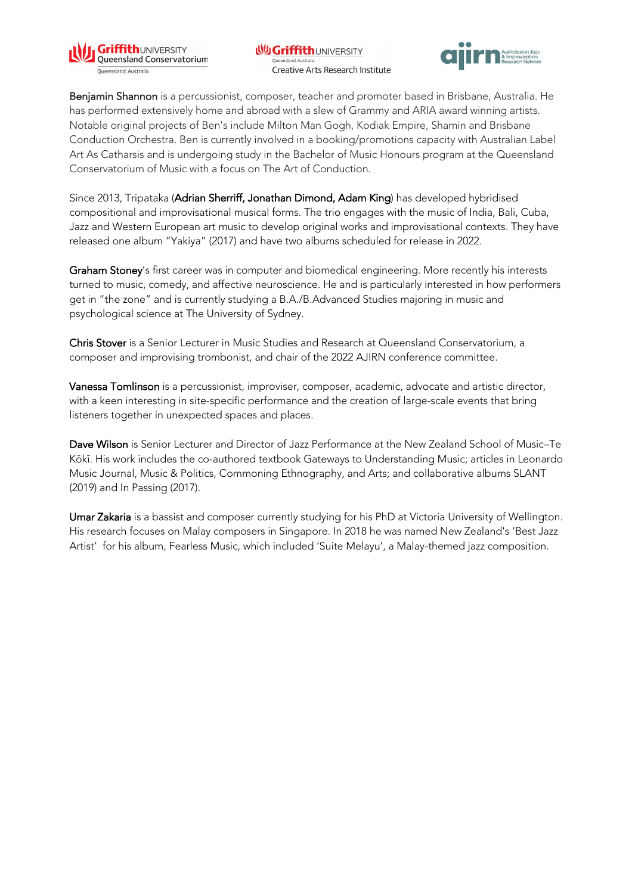**Benjamin Shannon** is a percussionist, composer, teacher and promoter based in Brisbane, Australia. He has performed extensively home and abroad with a slew of Grammy and ARIA award winning artists. Notable original projects of Ben's include Milton Man Gogh, Kodiak Empire, Shamin and Brisbane Conduction Orchestra. Ben is currently involved in a booking/promotions capacity with Australian Label Art As Catharsis and is undergoing study in the Bachelor of Music Honours program at the Queensland Conservatorium of Music with a focus on The Art of Conduction.

Since 2013, Tripataka (**Adrian Sherriff, Jonathan Dimond, Adam King**) has developed hybridised compositional and improvisational musical forms. The trio engages with the music of India, Bali, Cuba, Jazz and Western European art music to develop original works and improvisational contexts. They have released one album "Yakiya" (2017) and have two albums scheduled for release in 2022.

**Graham Stoney**'s first career was in computer and biomedical engineering. More recently his interests turned to music, comedy, and affective neuroscience. He and is particularly interested in how performers get in "the zone" and is currently studying a B.A./B.Advanced Studies majoring in music and psychological science at The University of Sydney.

**Chris Stover** is a Senior Lecturer in Music Studies and Research at Queensland Conservatorium, a composer and improvising trombonist, and chair of the 2022 AJIRN conference committee.

**Vanessa Tomlinson** is a percussionist, improviser, composer, academic, advocate and artistic director, with a keen interesting in site-specific performance and the creation of large-scale events that bring listeners together in unexpected spaces and places.

**Dave Wilson** is Senior Lecturer and Director of Jazz Performance at the New Zealand School of Music–Te Kōkī. His work includes the co-authored textbook Gateways to Understanding Music; articles in Leonardo Music Journal, Music & Politics, Commoning Ethnography, and Arts; and collaborative albums SLANT (2019) and In Passing (2017).

**Umar Zakaria** is a bassist and composer currently studying for his PhD at Victoria University of Wellington. His research focuses on Malay composers in Singapore. In 2018 he was named New Zealand's 'Best Jazz Artist' for his album, Fearless Music, which included 'Suite Melayu', a Malay-themed jazz composition.